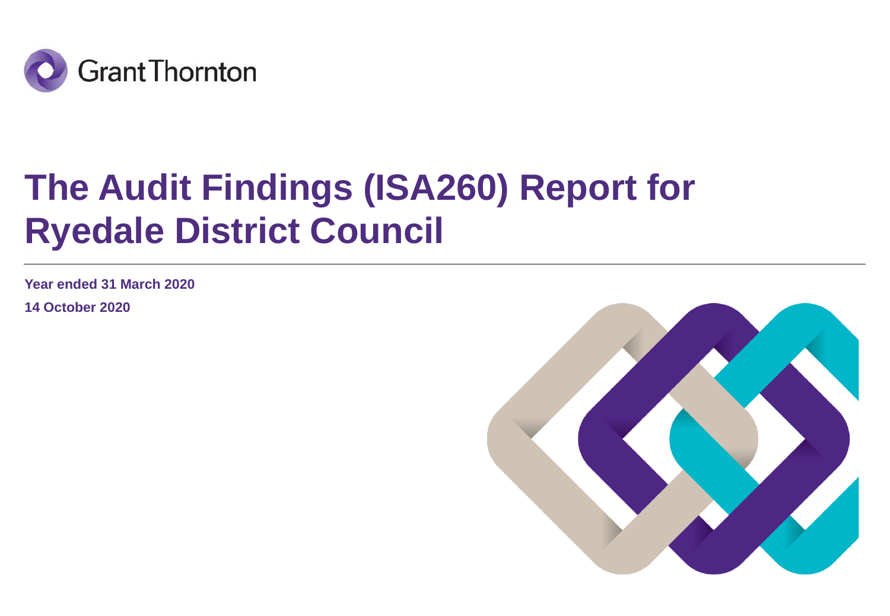Grant Thornton

# The Audit Findings (ISA260) Report for Ryedale District Council

**Year ended 31 March 2020**

**14 October 2020**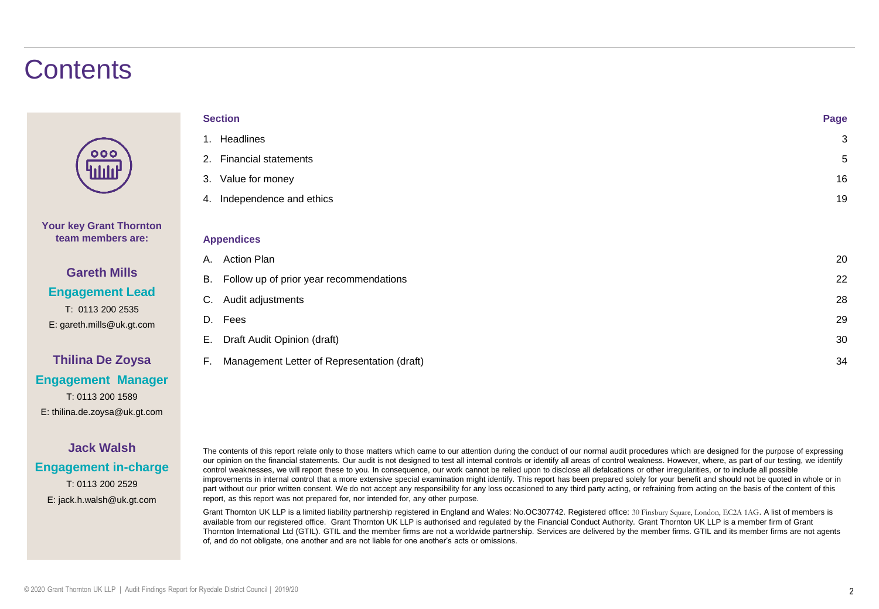# Contents

**Your key Grant Thornton team members are:**

**Gareth Mills**
**Engagement Lead**
T: 0113 200 2535
E: gareth.mills@uk.gt.com

**Thilina De Zoysa**
**Engagement Manager**
T: 0113 200 1589
E: thilina.de.zoysa@uk.gt.com

**Jack Walsh**
**Engagement in-charge**
T: 0113 200 2529
E: jack.h.walsh@uk.gt.com

| Section | Page |
|---|---|
| 1. Headlines | 3 |
| 2. Financial statements | 5 |
| 3. Value for money | 16 |
| 4. Independence and ethics | 19 |

| Appendices | |
|---|---|
| A. Action Plan | 20 |
| B. Follow up of prior year recommendations | 22 |
| C. Audit adjustments | 28 |
| D. Fees | 29 |
| E. Draft Audit Opinion (draft) | 30 |
| F. Management Letter of Representation (draft) | 34 |

The contents of this report relate only to those matters which came to our attention during the conduct of our normal audit procedures which are designed for the purpose of expressing our opinion on the financial statements. Our audit is not designed to test all internal controls or identify all areas of control weakness. However, where, as part of our testing, we identify control weaknesses, we will report these to you. In consequence, our work cannot be relied upon to disclose all defalcations or other irregularities, or to include all possible improvements in internal control that a more extensive special examination might identify. This report has been prepared solely for your benefit and should not be quoted in whole or in part without our prior written consent. We do not accept any responsibility for any loss occasioned to any third party acting, or refraining from acting on the basis of the content of this report, as this report was not prepared for, nor intended for, any other purpose.

Grant Thornton UK LLP is a limited liability partnership registered in England and Wales: No.OC307742. Registered office: 30 Finsbury Square, London, EC2A 1AG. A list of members is available from our registered office. Grant Thornton UK LLP is authorised and regulated by the Financial Conduct Authority. Grant Thornton UK LLP is a member firm of Grant Thornton International Ltd (GTIL). GTIL and the member firms are not a worldwide partnership. Services are delivered by the member firms. GTIL and its member firms are not agents of, and do not obligate, one another and are not liable for one another's acts or omissions.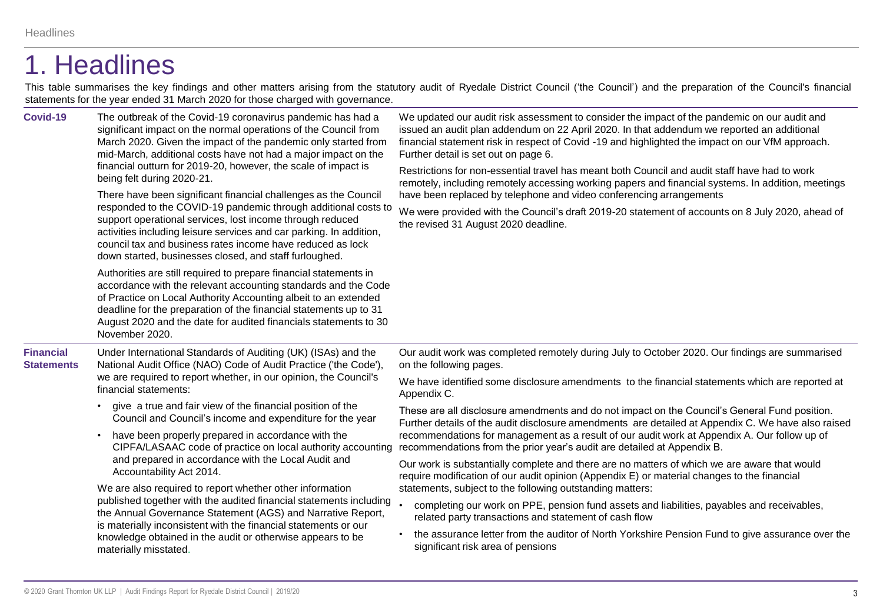# 1. Headlines

This table summarises the key findings and other matters arising from the statutory audit of Ryedale District Council ('the Council') and the preparation of the Council's financial statements for the year ended 31 March 2020 for those charged with governance.

| | | |
|---|---|---|
| **Covid-19** | The outbreak of the Covid-19 coronavirus pandemic has had a significant impact on the normal operations of the Council from March 2020. Given the impact of the pandemic only started from mid-March, additional costs have not had a major impact on the financial outturn for 2019-20, however, the scale of impact is being felt during 2020-21.<br><br>There have been significant financial challenges as the Council responded to the COVID-19 pandemic through additional costs to support operational services, lost income through reduced activities including leisure services and car parking. In addition, council tax and business rates income have reduced as lock down started, businesses closed, and staff furloughed.<br><br>Authorities are still required to prepare financial statements in accordance with the relevant accounting standards and the Code of Practice on Local Authority Accounting albeit to an extended deadline for the preparation of the financial statements up to 31 August 2020 and the date for audited financials statements to 30 November 2020. | We updated our audit risk assessment to consider the impact of the pandemic on our audit and issued an audit plan addendum on 22 April 2020. In that addendum we reported an additional financial statement risk in respect of Covid -19 and highlighted the impact on our VfM approach. Further detail is set out on page 6.<br><br>Restrictions for non-essential travel has meant both Council and audit staff have had to work remotely, including remotely accessing working papers and financial systems. In addition, meetings have been replaced by telephone and video conferencing arrangements<br><br>We were provided with the Council's draft 2019-20 statement of accounts on 8 July 2020, ahead of the revised 31 August 2020 deadline. |
| **Financial Statements** | Under International Standards of Auditing (UK) (ISAs) and the National Audit Office (NAO) Code of Audit Practice ('the Code'), we are required to report whether, in our opinion, the Council's financial statements:<br><br>• give a true and fair view of the financial position of the Council and Council's income and expenditure for the year<br>• have been properly prepared in accordance with the CIPFA/LASAAC code of practice on local authority accounting and prepared in accordance with the Local Audit and Accountability Act 2014.<br><br>We are also required to report whether other information published together with the audited financial statements including the Annual Governance Statement (AGS) and Narrative Report, is materially inconsistent with the financial statements or our knowledge obtained in the audit or otherwise appears to be materially misstated. | Our audit work was completed remotely during July to October 2020. Our findings are summarised on the following pages.<br><br>We have identified some disclosure amendments to the financial statements which are reported at Appendix C.<br><br>These are all disclosure amendments and do not impact on the Council's General Fund position. Further details of the audit disclosure amendments are detailed at Appendix C. We have also raised recommendations for management as a result of our audit work at Appendix A. Our follow up of recommendations from the prior year's audit are detailed at Appendix B.<br><br>Our work is substantially complete and there are no matters of which we are aware that would require modification of our audit opinion (Appendix E) or material changes to the financial statements, subject to the following outstanding matters:<br><br>• completing our work on PPE, pension fund assets and liabilities, payables and receivables, related party transactions and statement of cash flow<br>• the assurance letter from the auditor of North Yorkshire Pension Fund to give assurance over the significant risk area of pensions |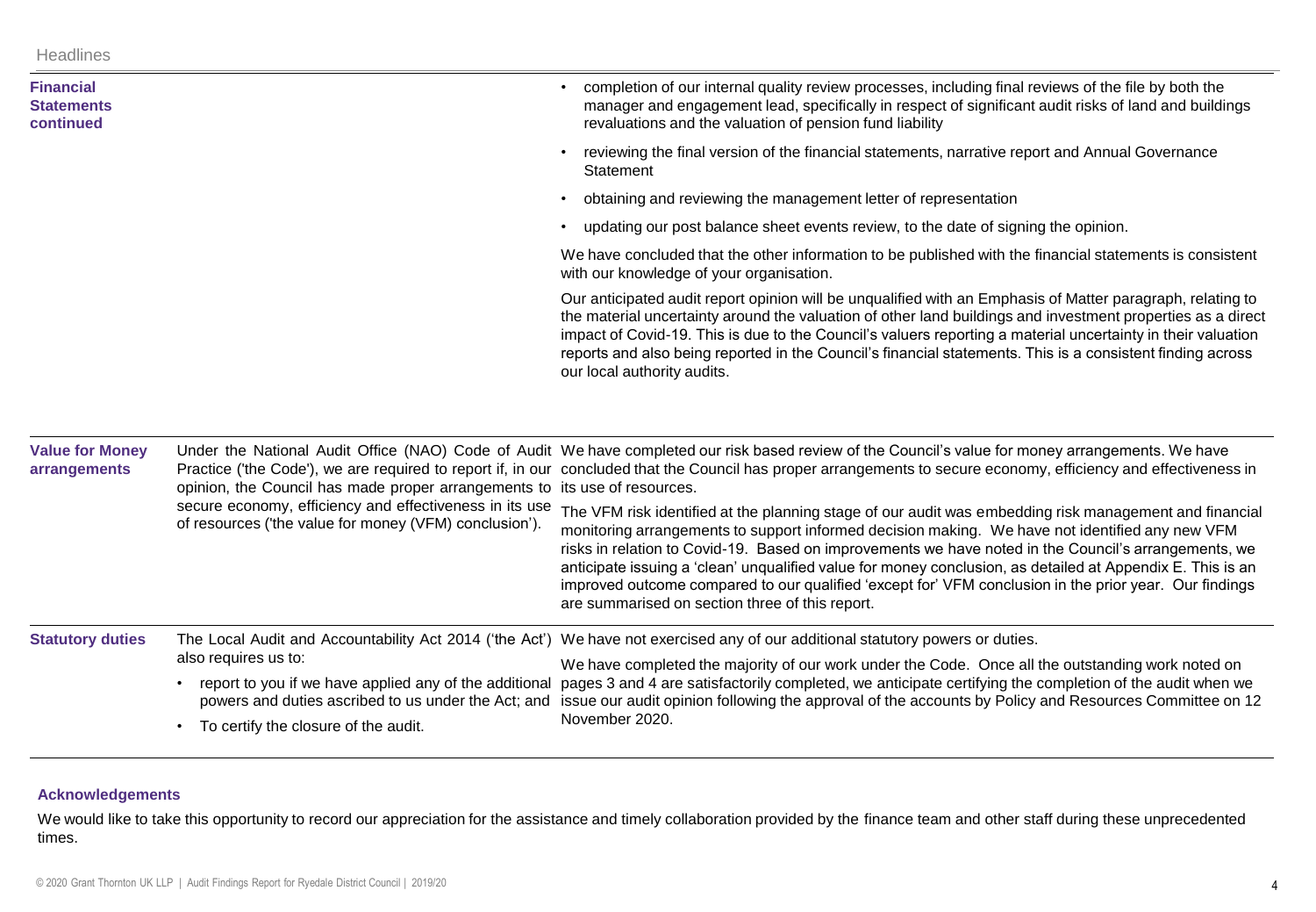| | | |
|---|---|---|
| **Financial Statements continued** | | • completion of our internal quality review processes, including final reviews of the file by both the manager and engagement lead, specifically in respect of significant audit risks of land and buildings revaluations and the valuation of pension fund liability<br>• reviewing the final version of the financial statements, narrative report and Annual Governance Statement<br>• obtaining and reviewing the management letter of representation<br>• updating our post balance sheet events review, to the date of signing the opinion.<br><br>We have concluded that the other information to be published with the financial statements is consistent with our knowledge of your organisation.<br><br>Our anticipated audit report opinion will be unqualified with an Emphasis of Matter paragraph, relating to the material uncertainty around the valuation of other land buildings and investment properties as a direct impact of Covid-19. This is due to the Council's valuers reporting a material uncertainty in their valuation reports and also being reported in the Council's financial statements. This is a consistent finding across our local authority audits. |
| **Value for Money arrangements** | Under the National Audit Office (NAO) Code of Audit Practice ('the Code'), we are required to report if, in our opinion, the Council has made proper arrangements to secure economy, efficiency and effectiveness in its use of resources ('the value for money (VFM) conclusion'). | We have completed our risk based review of the Council's value for money arrangements. We have concluded that the Council has proper arrangements to secure economy, efficiency and effectiveness in its use of resources.<br><br>The VFM risk identified at the planning stage of our audit was embedding risk management and financial monitoring arrangements to support informed decision making. We have not identified any new VFM risks in relation to Covid-19. Based on improvements we have noted in the Council's arrangements, we anticipate issuing a 'clean' unqualified value for money conclusion, as detailed at Appendix E. This is an improved outcome compared to our qualified 'except for' VFM conclusion in the prior year. Our findings are summarised on section three of this report. |
| **Statutory duties** | The Local Audit and Accountability Act 2014 ('the Act') also requires us to:<br>• report to you if we have applied any of the additional powers and duties ascribed to us under the Act; and<br>• To certify the closure of the audit. | We have not exercised any of our additional statutory powers or duties.<br><br>We have completed the majority of our work under the Code. Once all the outstanding work noted on pages 3 and 4 are satisfactorily completed, we anticipate certifying the completion of the audit when we issue our audit opinion following the approval of the accounts by Policy and Resources Committee on 12 November 2020. |

**Acknowledgements**

We would like to take this opportunity to record our appreciation for the assistance and timely collaboration provided by the finance team and other staff during these unprecedented times.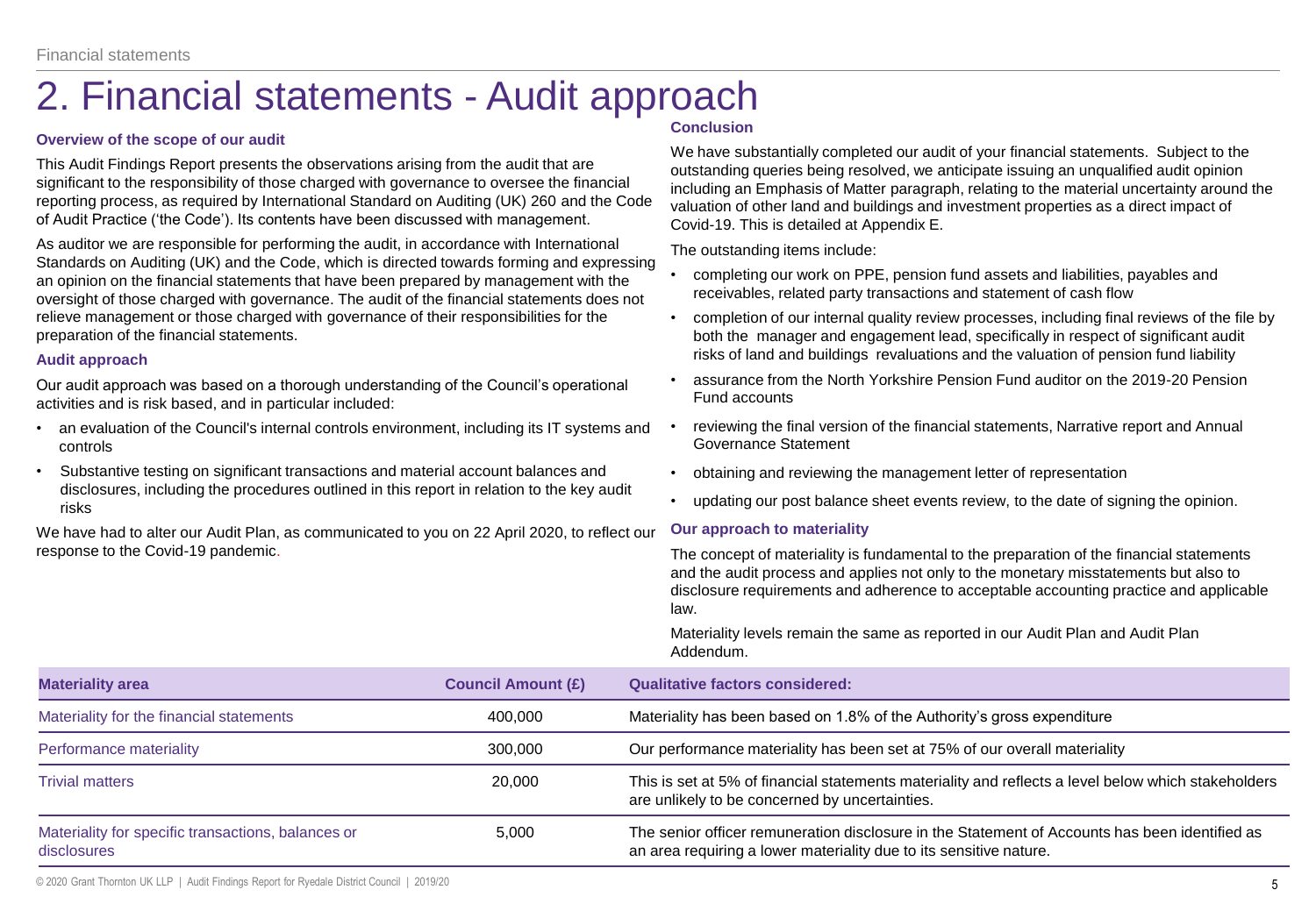# 2. Financial statements - Audit approach

### Overview of the scope of our audit

This Audit Findings Report presents the observations arising from the audit that are significant to the responsibility of those charged with governance to oversee the financial reporting process, as required by International Standard on Auditing (UK) 260 and the Code of Audit Practice ('the Code'). Its contents have been discussed with management.

As auditor we are responsible for performing the audit, in accordance with International Standards on Auditing (UK) and the Code, which is directed towards forming and expressing an opinion on the financial statements that have been prepared by management with the oversight of those charged with governance. The audit of the financial statements does not relieve management or those charged with governance of their responsibilities for the preparation of the financial statements.

### Audit approach

Our audit approach was based on a thorough understanding of the Council's operational activities and is risk based, and in particular included:

- an evaluation of the Council's internal controls environment, including its IT systems and controls
- Substantive testing on significant transactions and material account balances and disclosures, including the procedures outlined in this report in relation to the key audit risks

We have had to alter our Audit Plan, as communicated to you on 22 April 2020, to reflect our response to the Covid-19 pandemic.

### Conclusion

We have substantially completed our audit of your financial statements. Subject to the outstanding queries being resolved, we anticipate issuing an unqualified audit opinion including an Emphasis of Matter paragraph, relating to the material uncertainty around the valuation of other land and buildings and investment properties as a direct impact of Covid-19. This is detailed at Appendix E.

The outstanding items include:

- completing our work on PPE, pension fund assets and liabilities, payables and receivables, related party transactions and statement of cash flow
- completion of our internal quality review processes, including final reviews of the file by both the manager and engagement lead, specifically in respect of significant audit risks of land and buildings revaluations and the valuation of pension fund liability
- assurance from the North Yorkshire Pension Fund auditor on the 2019-20 Pension Fund accounts
- reviewing the final version of the financial statements, Narrative report and Annual Governance Statement
- obtaining and reviewing the management letter of representation
- updating our post balance sheet events review, to the date of signing the opinion.

### Our approach to materiality

The concept of materiality is fundamental to the preparation of the financial statements and the audit process and applies not only to the monetary misstatements but also to disclosure requirements and adherence to acceptable accounting practice and applicable law.

Materiality levels remain the same as reported in our Audit Plan and Audit Plan Addendum.

| Materiality area | Council Amount (£) | Qualitative factors considered: |
|---|---|---|
| Materiality for the financial statements | 400,000 | Materiality has been based on 1.8% of the Authority's gross expenditure |
| Performance materiality | 300,000 | Our performance materiality has been set at 75% of our overall materiality |
| Trivial matters | 20,000 | This is set at 5% of financial statements materiality and reflects a level below which stakeholders are unlikely to be concerned by uncertainties. |
| Materiality for specific transactions, balances or disclosures | 5,000 | The senior officer remuneration disclosure in the Statement of Accounts has been identified as an area requiring a lower materiality due to its sensitive nature. |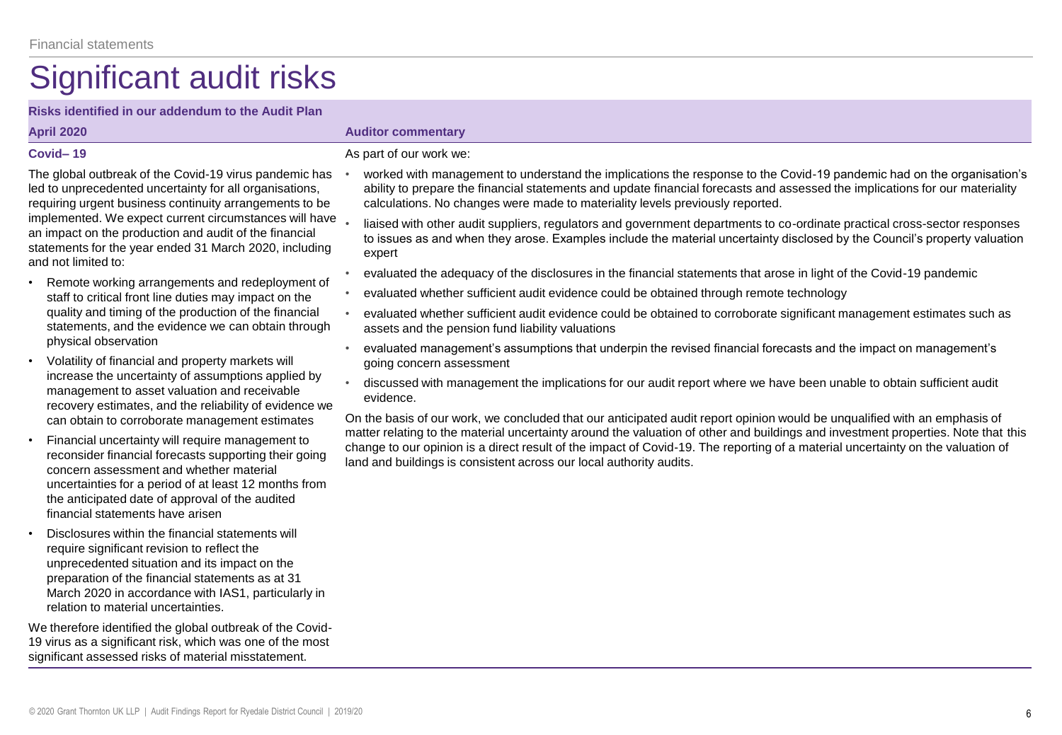# Significant audit risks

| Risks identified in our addendum to the Audit Plan April 2020 | Auditor commentary |
|---|---|
| **Covid– 19**<br><br>The global outbreak of the Covid-19 virus pandemic has led to unprecedented uncertainty for all organisations, requiring urgent business continuity arrangements to be implemented. We expect current circumstances will have an impact on the production and audit of the financial statements for the year ended 31 March 2020, including and not limited to:<br><br>• Remote working arrangements and redeployment of staff to critical front line duties may impact on the quality and timing of the production of the financial statements, and the evidence we can obtain through physical observation<br>• Volatility of financial and property markets will increase the uncertainty of assumptions applied by management to asset valuation and receivable recovery estimates, and the reliability of evidence we can obtain to corroborate management estimates<br>• Financial uncertainty will require management to reconsider financial forecasts supporting their going concern assessment and whether material uncertainties for a period of at least 12 months from the anticipated date of approval of the audited financial statements have arisen<br>• Disclosures within the financial statements will require significant revision to reflect the unprecedented situation and its impact on the preparation of the financial statements as at 31 March 2020 in accordance with IAS1, particularly in relation to material uncertainties.<br><br>We therefore identified the global outbreak of the Covid-19 virus as a significant risk, which was one of the most significant assessed risks of material misstatement. | As part of our work we:<br><br>• worked with management to understand the implications the response to the Covid-19 pandemic had on the organisation's ability to prepare the financial statements and update financial forecasts and assessed the implications for our materiality calculations. No changes were made to materiality levels previously reported.<br>• liaised with other audit suppliers, regulators and government departments to co-ordinate practical cross-sector responses to issues as and when they arose. Examples include the material uncertainty disclosed by the Council's property valuation expert<br>• evaluated the adequacy of the disclosures in the financial statements that arose in light of the Covid-19 pandemic<br>• evaluated whether sufficient audit evidence could be obtained through remote technology<br>• evaluated whether sufficient audit evidence could be obtained to corroborate significant management estimates such as assets and the pension fund liability valuations<br>• evaluated management's assumptions that underpin the revised financial forecasts and the impact on management's going concern assessment<br>• discussed with management the implications for our audit report where we have been unable to obtain sufficient audit evidence.<br><br>On the basis of our work, we concluded that our anticipated audit report opinion would be unqualified with an emphasis of matter relating to the material uncertainty around the valuation of other and buildings and investment properties. Note that this change to our opinion is a direct result of the impact of Covid-19. The reporting of a material uncertainty on the valuation of land and buildings is consistent across our local authority audits. |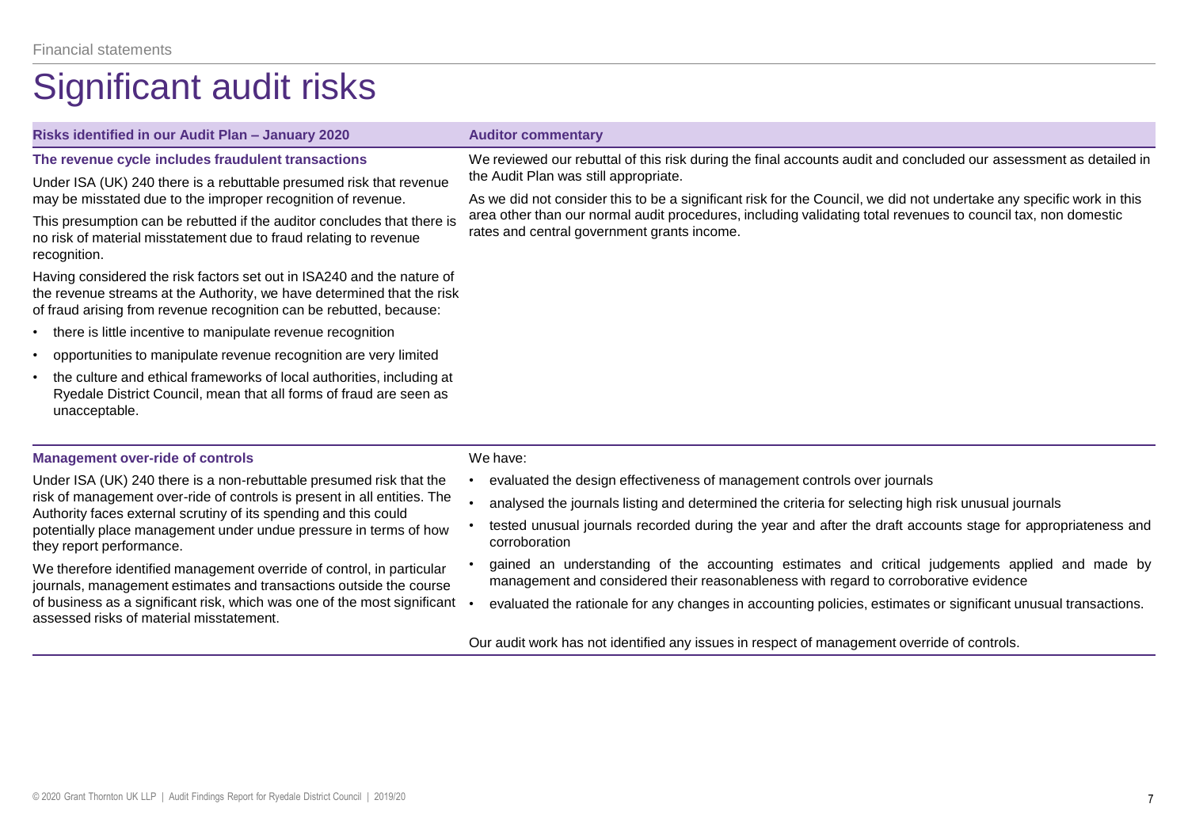# Significant audit risks

| Risks identified in our Audit Plan – January 2020 | Auditor commentary |
|---|---|
| **The revenue cycle includes fraudulent transactions**<br><br>Under ISA (UK) 240 there is a rebuttable presumed risk that revenue may be misstated due to the improper recognition of revenue.<br><br>This presumption can be rebutted if the auditor concludes that there is no risk of material misstatement due to fraud relating to revenue recognition.<br><br>Having considered the risk factors set out in ISA240 and the nature of the revenue streams at the Authority, we have determined that the risk of fraud arising from revenue recognition can be rebutted, because:<br>• there is little incentive to manipulate revenue recognition<br>• opportunities to manipulate revenue recognition are very limited<br>• the culture and ethical frameworks of local authorities, including at Ryedale District Council, mean that all forms of fraud are seen as unacceptable. | We reviewed our rebuttal of this risk during the final accounts audit and concluded our assessment as detailed in the Audit Plan was still appropriate.<br><br>As we did not consider this to be a significant risk for the Council, we did not undertake any specific work in this area other than our normal audit procedures, including validating total revenues to council tax, non domestic rates and central government grants income. |
| **Management over-ride of controls**<br><br>Under ISA (UK) 240 there is a non-rebuttable presumed risk that the risk of management over-ride of controls is present in all entities. The Authority faces external scrutiny of its spending and this could potentially place management under undue pressure in terms of how they report performance.<br><br>We therefore identified management override of control, in particular journals, management estimates and transactions outside the course of business as a significant risk, which was one of the most significant assessed risks of material misstatement. | We have:<br>• evaluated the design effectiveness of management controls over journals<br>• analysed the journals listing and determined the criteria for selecting high risk unusual journals<br>• tested unusual journals recorded during the year and after the draft accounts stage for appropriateness and corroboration<br>• gained an understanding of the accounting estimates and critical judgements applied and made by management and considered their reasonableness with regard to corroborative evidence<br>• evaluated the rationale for any changes in accounting policies, estimates or significant unusual transactions.<br><br>Our audit work has not identified any issues in respect of management override of controls. |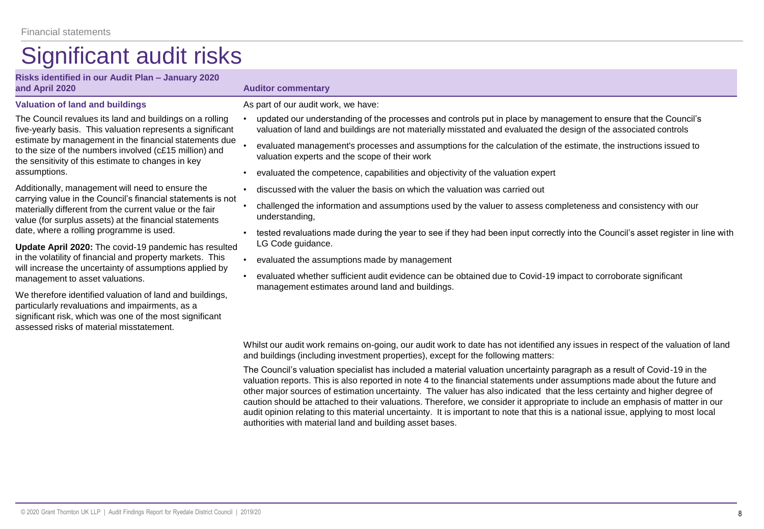Financial statements

# Significant audit risks

| Risks identified in our Audit Plan – January 2020 and April 2020 | Auditor commentary |
|---|---|
| **Valuation of land and buildings**<br><br>The Council revalues its land and buildings on a rolling five-yearly basis. This valuation represents a significant estimate by management in the financial statements due to the size of the numbers involved (c£15 million) and the sensitivity of this estimate to changes in key assumptions.<br><br>Additionally, management will need to ensure the carrying value in the Council's financial statements is not materially different from the current value or the fair value (for surplus assets) at the financial statements date, where a rolling programme is used.<br><br>**Update April 2020:** The covid-19 pandemic has resulted in the volatility of financial and property markets. This will increase the uncertainty of assumptions applied by management to asset valuations.<br><br>We therefore identified valuation of land and buildings, particularly revaluations and impairments, as a significant risk, which was one of the most significant assessed risks of material misstatement. | As part of our audit work, we have:<br><br>• updated our understanding of the processes and controls put in place by management to ensure that the Council's valuation of land and buildings are not materially misstated and evaluated the design of the associated controls<br>• evaluated management's processes and assumptions for the calculation of the estimate, the instructions issued to valuation experts and the scope of their work<br>• evaluated the competence, capabilities and objectivity of the valuation expert<br>• discussed with the valuer the basis on which the valuation was carried out<br>• challenged the information and assumptions used by the valuer to assess completeness and consistency with our understanding,<br>• tested revaluations made during the year to see if they had been input correctly into the Council's asset register in line with LG Code guidance.<br>• evaluated the assumptions made by management<br>• evaluated whether sufficient audit evidence can be obtained due to Covid-19 impact to corroborate significant management estimates around land and buildings.<br><br>Whilst our audit work remains on-going, our audit work to date has not identified any issues in respect of the valuation of land and buildings (including investment properties), except for the following matters:<br><br>The Council's valuation specialist has included a material valuation uncertainty paragraph as a result of Covid-19 in the valuation reports. This is also reported in note 4 to the financial statements under assumptions made about the future and other major sources of estimation uncertainty. The valuer has also indicated that the less certainty and higher degree of caution should be attached to their valuations. Therefore, we consider it appropriate to include an emphasis of matter in our audit opinion relating to this material uncertainty. It is important to note that this is a national issue, applying to most local authorities with material land and building asset bases. |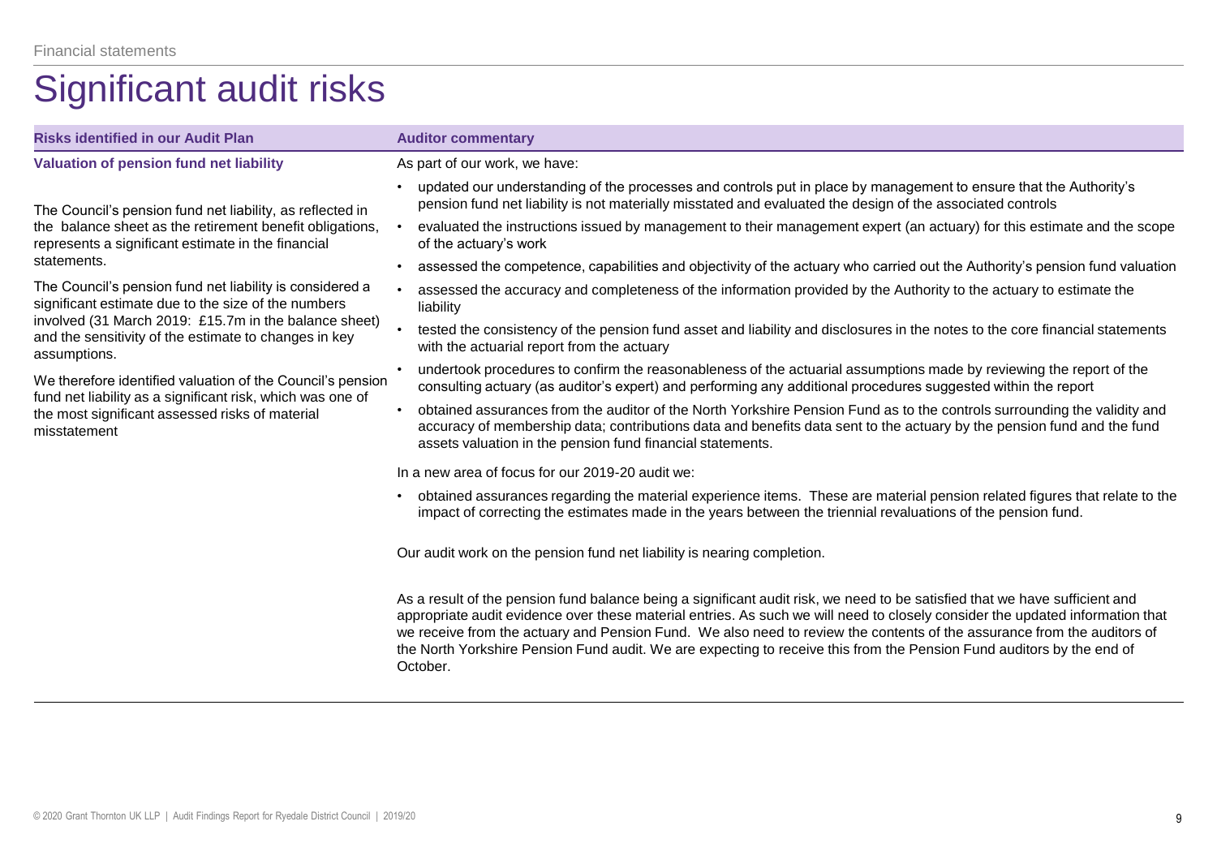Financial statements

# Significant audit risks

| Risks identified in our Audit Plan | Auditor commentary |
| --- | --- |
| **Valuation of pension fund net liability**<br><br>The Council's pension fund net liability, as reflected in the balance sheet as the retirement benefit obligations, represents a significant estimate in the financial statements.<br><br>The Council's pension fund net liability is considered a significant estimate due to the size of the numbers involved (31 March 2019: £15.7m in the balance sheet) and the sensitivity of the estimate to changes in key assumptions.<br><br>We therefore identified valuation of the Council's pension fund net liability as a significant risk, which was one of the most significant assessed risks of material misstatement | As part of our work, we have:<br>• updated our understanding of the processes and controls put in place by management to ensure that the Authority's pension fund net liability is not materially misstated and evaluated the design of the associated controls<br>• evaluated the instructions issued by management to their management expert (an actuary) for this estimate and the scope of the actuary's work<br>• assessed the competence, capabilities and objectivity of the actuary who carried out the Authority's pension fund valuation<br>• assessed the accuracy and completeness of the information provided by the Authority to the actuary to estimate the liability<br>• tested the consistency of the pension fund asset and liability and disclosures in the notes to the core financial statements with the actuarial report from the actuary<br>• undertook procedures to confirm the reasonableness of the actuarial assumptions made by reviewing the report of the consulting actuary (as auditor's expert) and performing any additional procedures suggested within the report<br>• obtained assurances from the auditor of the North Yorkshire Pension Fund as to the controls surrounding the validity and accuracy of membership data; contributions data and benefits data sent to the actuary by the pension fund and the fund assets valuation in the pension fund financial statements.<br><br>In a new area of focus for our 2019-20 audit we:<br>• obtained assurances regarding the material experience items. These are material pension related figures that relate to the impact of correcting the estimates made in the years between the triennial revaluations of the pension fund.<br><br>Our audit work on the pension fund net liability is nearing completion.<br><br>As a result of the pension fund balance being a significant audit risk, we need to be satisfied that we have sufficient and appropriate audit evidence over these material entries. As such we will need to closely consider the updated information that we receive from the actuary and Pension Fund. We also need to review the contents of the assurance from the auditors of the North Yorkshire Pension Fund audit. We are expecting to receive this from the Pension Fund auditors by the end of October. |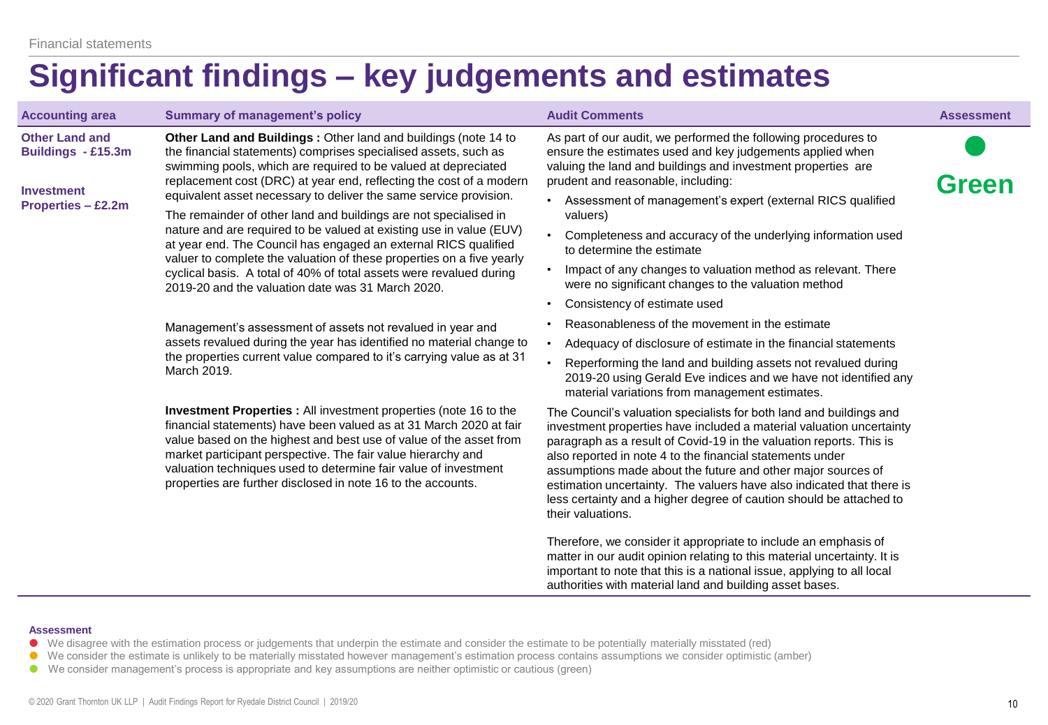# Significant findings – key judgements and estimates

| Accounting area | Summary of management's policy | Audit Comments | Assessment |
| --- | --- | --- | --- |
| **Other Land and Buildings - £15.3m**<br><br>**Investment Properties – £2.2m** | **Other Land and Buildings :** Other land and buildings (note 14 to the financial statements) comprises specialised assets, such as swimming pools, which are required to be valued at depreciated replacement cost (DRC) at year end, reflecting the cost of a modern equivalent asset necessary to deliver the same service provision.<br><br>The remainder of other land and buildings are not specialised in nature and are required to be valued at existing use in value (EUV) at year end. The Council has engaged an external RICS qualified valuer to complete the valuation of these properties on a five yearly cyclical basis. A total of 40% of total assets were revalued during 2019-20 and the valuation date was 31 March 2020.<br><br>Management's assessment of assets not revalued in year and assets revalued during the year has identified no material change to the properties current value compared to it's carrying value as at 31 March 2019.<br><br>**Investment Properties :** All investment properties (note 16 to the financial statements) have been valued as at 31 March 2020 at fair value based on the highest and best use of value of the asset from market participant perspective. The fair value hierarchy and valuation techniques used to determine fair value of investment properties are further disclosed in note 16 to the accounts. | As part of our audit, we performed the following procedures to ensure the estimates used and key judgements applied when valuing the land and buildings and investment properties are prudent and reasonable, including:<br>• Assessment of management's expert (external RICS qualified valuers)<br>• Completeness and accuracy of the underlying information used to determine the estimate<br>• Impact of any changes to valuation method as relevant. There were no significant changes to the valuation method<br>• Consistency of estimate used<br>• Reasonableness of the movement in the estimate<br>• Adequacy of disclosure of estimate in the financial statements<br>• Reperforming the land and building assets not revalued during 2019-20 using Gerald Eve indices and we have not identified any material variations from management estimates.<br><br>The Council's valuation specialists for both land and buildings and investment properties have included a material valuation uncertainty paragraph as a result of Covid-19 in the valuation reports. This is also reported in note 4 to the financial statements under assumptions made about the future and other major sources of estimation uncertainty. The valuers have also indicated that there is less certainty and a higher degree of caution should be attached to their valuations.<br><br>Therefore, we consider it appropriate to include an emphasis of matter in our audit opinion relating to this material uncertainty. It is important to note that this is a national issue, applying to all local authorities with material land and building asset bases. | ● Green |

**Assessment**

- ● We disagree with the estimation process or judgements that underpin the estimate and consider the estimate to be potentially materially misstated (red)
- ● We consider the estimate is unlikely to be materially misstated however management's estimation process contains assumptions we consider optimistic (amber)
- ● We consider management's process is appropriate and key assumptions are neither optimistic or cautious (green)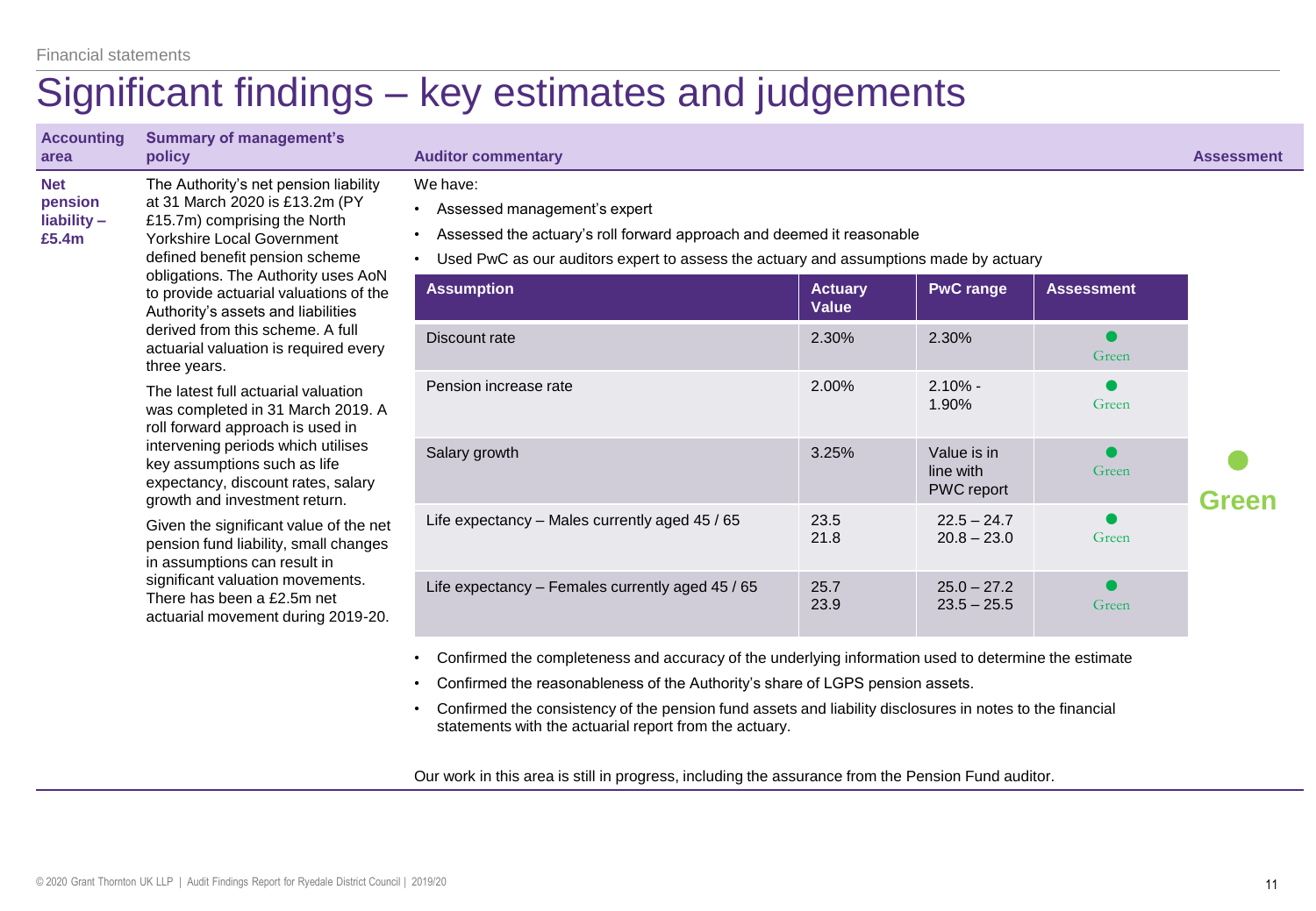# Significant findings – key estimates and judgements

| Accounting area | Summary of management's policy | Auditor commentary | Assessment |
|---|---|---|---|
| **Net pension liability – £5.4m** | The Authority's net pension liability at 31 March 2020 is £13.2m (PY £15.7m) comprising the North Yorkshire Local Government defined benefit pension scheme obligations. The Authority uses AoN to provide actuarial valuations of the Authority's assets and liabilities derived from this scheme. A full actuarial valuation is required every three years.<br><br>The latest full actuarial valuation was completed in 31 March 2019. A roll forward approach is used in intervening periods which utilises key assumptions such as life expectancy, discount rates, salary growth and investment return.<br><br>Given the significant value of the net pension fund liability, small changes in assumptions can result in significant valuation movements. There has been a £2.5m net actuarial movement during 2019-20. | We have:<br>• Assessed management's expert<br>• Assessed the actuary's roll forward approach and deemed it reasonable<br>• Used PwC as our auditors expert to assess the actuary and assumptions made by actuary<br>(see assumptions table below)<br>• Confirmed the completeness and accuracy of the underlying information used to determine the estimate<br>• Confirmed the reasonableness of the Authority's share of LGPS pension assets.<br>• Confirmed the consistency of the pension fund assets and liability disclosures in notes to the financial statements with the actuarial report from the actuary.<br><br>Our work in this area is still in progress, including the assurance from the Pension Fund auditor. | Green |

| Assumption | Actuary Value | PwC range | Assessment |
|---|---|---|---|
| Discount rate | 2.30% | 2.30% | Green |
| Pension increase rate | 2.00% | 2.10% - 1.90% | Green |
| Salary growth | 3.25% | Value is in line with PWC report | Green |
| Life expectancy – Males currently aged 45 / 65 | 23.5<br>21.8 | 22.5 – 24.7<br>20.8 – 23.0 | Green |
| Life expectancy – Females currently aged 45 / 65 | 25.7<br>23.9 | 25.0 – 27.2<br>23.5 – 25.5 | Green |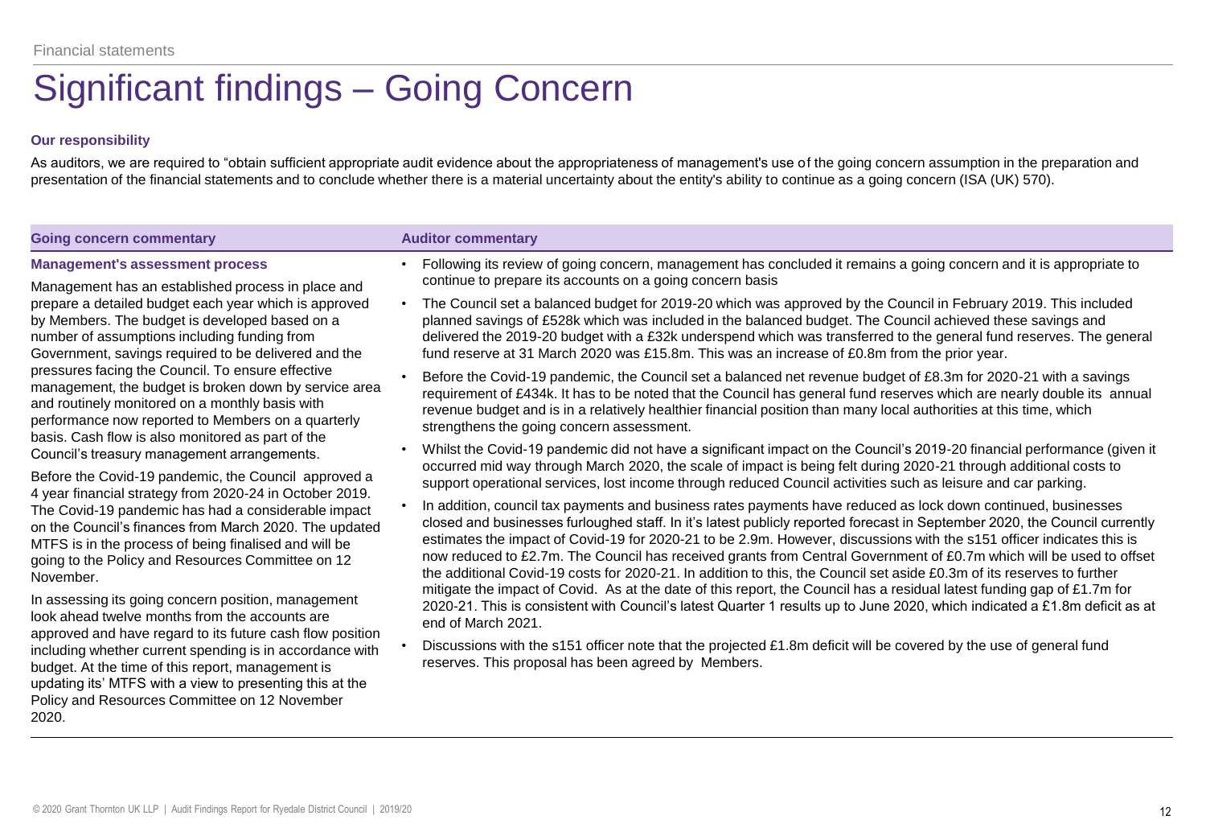Financial statements

# Significant findings – Going Concern

**Our responsibility**

As auditors, we are required to "obtain sufficient appropriate audit evidence about the appropriateness of management's use of the going concern assumption in the preparation and presentation of the financial statements and to conclude whether there is a material uncertainty about the entity's ability to continue as a going concern (ISA (UK) 570).

| Going concern commentary | Auditor commentary |
| --- | --- |
| **Management's assessment process**<br><br>Management has an established process in place and prepare a detailed budget each year which is approved by Members. The budget is developed based on a number of assumptions including funding from Government, savings required to be delivered and the pressures facing the Council. To ensure effective management, the budget is broken down by service area and routinely monitored on a monthly basis with performance now reported to Members on a quarterly basis. Cash flow is also monitored as part of the Council's treasury management arrangements.<br><br>Before the Covid-19 pandemic, the Council approved a 4 year financial strategy from 2020-24 in October 2019. The Covid-19 pandemic has had a considerable impact on the Council's finances from March 2020. The updated MTFS is in the process of being finalised and will be going to the Policy and Resources Committee on 12 November.<br><br>In assessing its going concern position, management look ahead twelve months from the accounts are approved and have regard to its future cash flow position including whether current spending is in accordance with budget. At the time of this report, management is updating its' MTFS with a view to presenting this at the Policy and Resources Committee on 12 November 2020. | • Following its review of going concern, management has concluded it remains a going concern and it is appropriate to continue to prepare its accounts on a going concern basis<br><br>• The Council set a balanced budget for 2019-20 which was approved by the Council in February 2019. This included planned savings of £528k which was included in the balanced budget. The Council achieved these savings and delivered the 2019-20 budget with a £32k underspend which was transferred to the general fund reserves. The general fund reserve at 31 March 2020 was £15.8m. This was an increase of £0.8m from the prior year.<br><br>• Before the Covid-19 pandemic, the Council set a balanced net revenue budget of £8.3m for 2020-21 with a savings requirement of £434k. It has to be noted that the Council has general fund reserves which are nearly double its annual revenue budget and is in a relatively healthier financial position than many local authorities at this time, which strengthens the going concern assessment.<br><br>• Whilst the Covid-19 pandemic did not have a significant impact on the Council's 2019-20 financial performance (given it occurred mid way through March 2020, the scale of impact is being felt during 2020-21 through additional costs to support operational services, lost income through reduced Council activities such as leisure and car parking.<br><br>• In addition, council tax payments and business rates payments have reduced as lock down continued, businesses closed and businesses furloughed staff. In it's latest publicly reported forecast in September 2020, the Council currently estimates the impact of Covid-19 for 2020-21 to be 2.9m. However, discussions with the s151 officer indicates this is now reduced to £2.7m. The Council has received grants from Central Government of £0.7m which will be used to offset the additional Covid-19 costs for 2020-21. In addition to this, the Council set aside £0.3m of its reserves to further mitigate the impact of Covid. As at the date of this report, the Council has a residual latest funding gap of £1.7m for 2020-21. This is consistent with Council's latest Quarter 1 results up to June 2020, which indicated a £1.8m deficit as at end of March 2021.<br><br>• Discussions with the s151 officer note that the projected £1.8m deficit will be covered by the use of general fund reserves. This proposal has been agreed by Members. |

© 2020 Grant Thornton UK LLP | Audit Findings Report for Ryedale District Council | 2019/20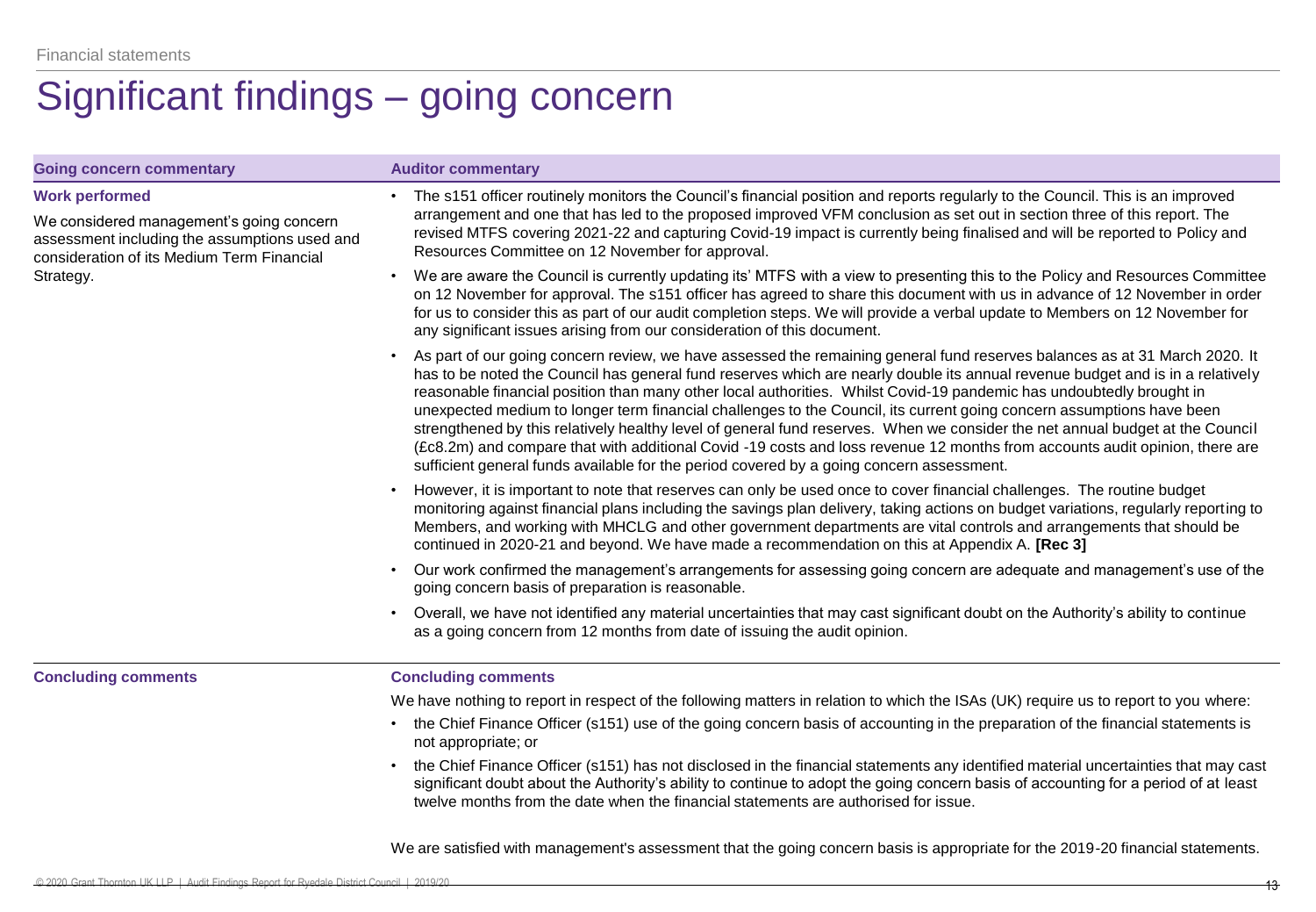# Significant findings – going concern

| Going concern commentary | Auditor commentary |
| --- | --- |
| **Work performed**<br><br>We considered management's going concern assessment including the assumptions used and consideration of its Medium Term Financial Strategy. | • The s151 officer routinely monitors the Council's financial position and reports regularly to the Council. This is an improved arrangement and one that has led to the proposed improved VFM conclusion as set out in section three of this report. The revised MTFS covering 2021-22 and capturing Covid-19 impact is currently being finalised and will be reported to Policy and Resources Committee on 12 November for approval.<br><br>• We are aware the Council is currently updating its' MTFS with a view to presenting this to the Policy and Resources Committee on 12 November for approval. The s151 officer has agreed to share this document with us in advance of 12 November in order for us to consider this as part of our audit completion steps. We will provide a verbal update to Members on 12 November for any significant issues arising from our consideration of this document.<br><br>• As part of our going concern review, we have assessed the remaining general fund reserves balances as at 31 March 2020. It has to be noted the Council has general fund reserves which are nearly double its annual revenue budget and is in a relatively reasonable financial position than many other local authorities. Whilst Covid-19 pandemic has undoubtedly brought in unexpected medium to longer term financial challenges to the Council, its current going concern assumptions have been strengthened by this relatively healthy level of general fund reserves. When we consider the net annual budget at the Council (£c8.2m) and compare that with additional Covid -19 costs and loss revenue 12 months from accounts audit opinion, there are sufficient general funds available for the period covered by a going concern assessment.<br><br>• However, it is important to note that reserves can only be used once to cover financial challenges. The routine budget monitoring against financial plans including the savings plan delivery, taking actions on budget variations, regularly reporting to Members, and working with MHCLG and other government departments are vital controls and arrangements that should be continued in 2020-21 and beyond. We have made a recommendation on this at Appendix A. **[Rec 3]**<br><br>• Our work confirmed the management's arrangements for assessing going concern are adequate and management's use of the going concern basis of preparation is reasonable.<br><br>• Overall, we have not identified any material uncertainties that may cast significant doubt on the Authority's ability to continue as a going concern from 12 months from date of issuing the audit opinion. |
| **Concluding comments** | **Concluding comments**<br><br>We have nothing to report in respect of the following matters in relation to which the ISAs (UK) require us to report to you where:<br><br>• the Chief Finance Officer (s151) use of the going concern basis of accounting in the preparation of the financial statements is not appropriate; or<br><br>• the Chief Finance Officer (s151) has not disclosed in the financial statements any identified material uncertainties that may cast significant doubt about the Authority's ability to continue to adopt the going concern basis of accounting for a period of at least twelve months from the date when the financial statements are authorised for issue.<br><br>We are satisfied with management's assessment that the going concern basis is appropriate for the 2019-20 financial statements. |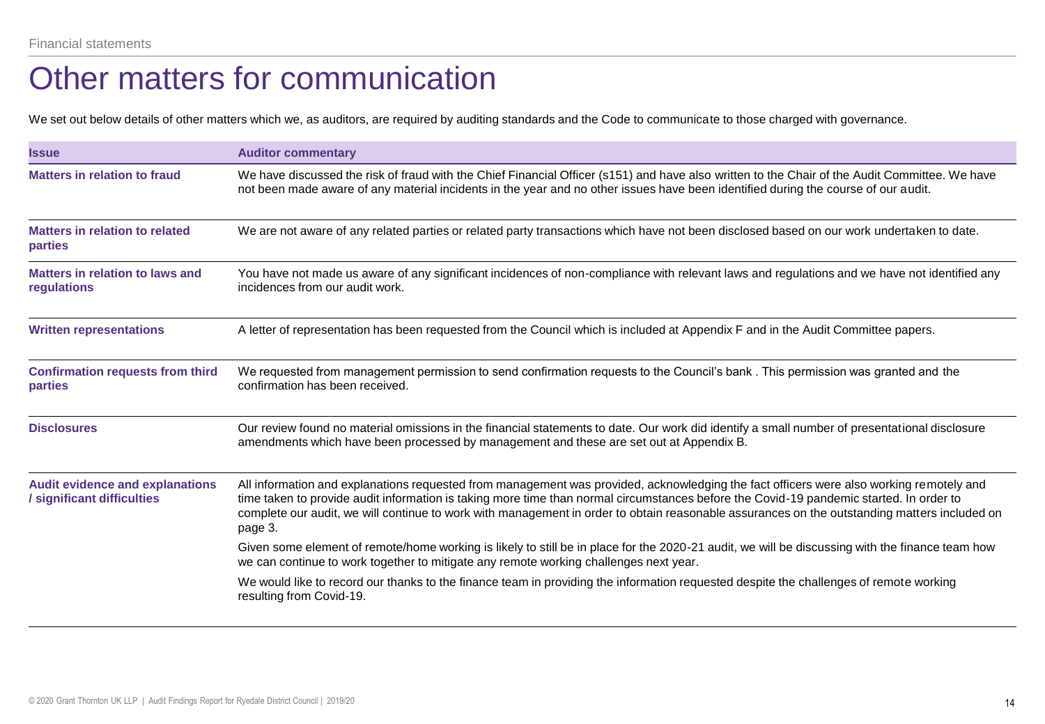Financial statements

# Other matters for communication

We set out below details of other matters which we, as auditors, are required by auditing standards and the Code to communicate to those charged with governance.

| Issue | Auditor commentary |
|---|---|
| **Matters in relation to fraud** | We have discussed the risk of fraud with the Chief Financial Officer (s151) and have also written to the Chair of the Audit Committee. We have not been made aware of any material incidents in the year and no other issues have been identified during the course of our audit. |
| **Matters in relation to related parties** | We are not aware of any related parties or related party transactions which have not been disclosed based on our work undertaken to date. |
| **Matters in relation to laws and regulations** | You have not made us aware of any significant incidences of non-compliance with relevant laws and regulations and we have not identified any incidences from our audit work. |
| **Written representations** | A letter of representation has been requested from the Council which is included at Appendix F and in the Audit Committee papers. |
| **Confirmation requests from third parties** | We requested from management permission to send confirmation requests to the Council's bank . This permission was granted and the confirmation has been received. |
| **Disclosures** | Our review found no material omissions in the financial statements to date. Our work did identify a small number of presentational disclosure amendments which have been processed by management and these are set out at Appendix B. |
| **Audit evidence and explanations / significant difficulties** | All information and explanations requested from management was provided, acknowledging the fact officers were also working remotely and time taken to provide audit information is taking more time than normal circumstances before the Covid-19 pandemic started. In order to complete our audit, we will continue to work with management in order to obtain reasonable assurances on the outstanding matters included on page 3.<br><br>Given some element of remote/home working is likely to still be in place for the 2020-21 audit, we will be discussing with the finance team how we can continue to work together to mitigate any remote working challenges next year.<br><br>We would like to record our thanks to the finance team in providing the information requested despite the challenges of remote working resulting from Covid-19. |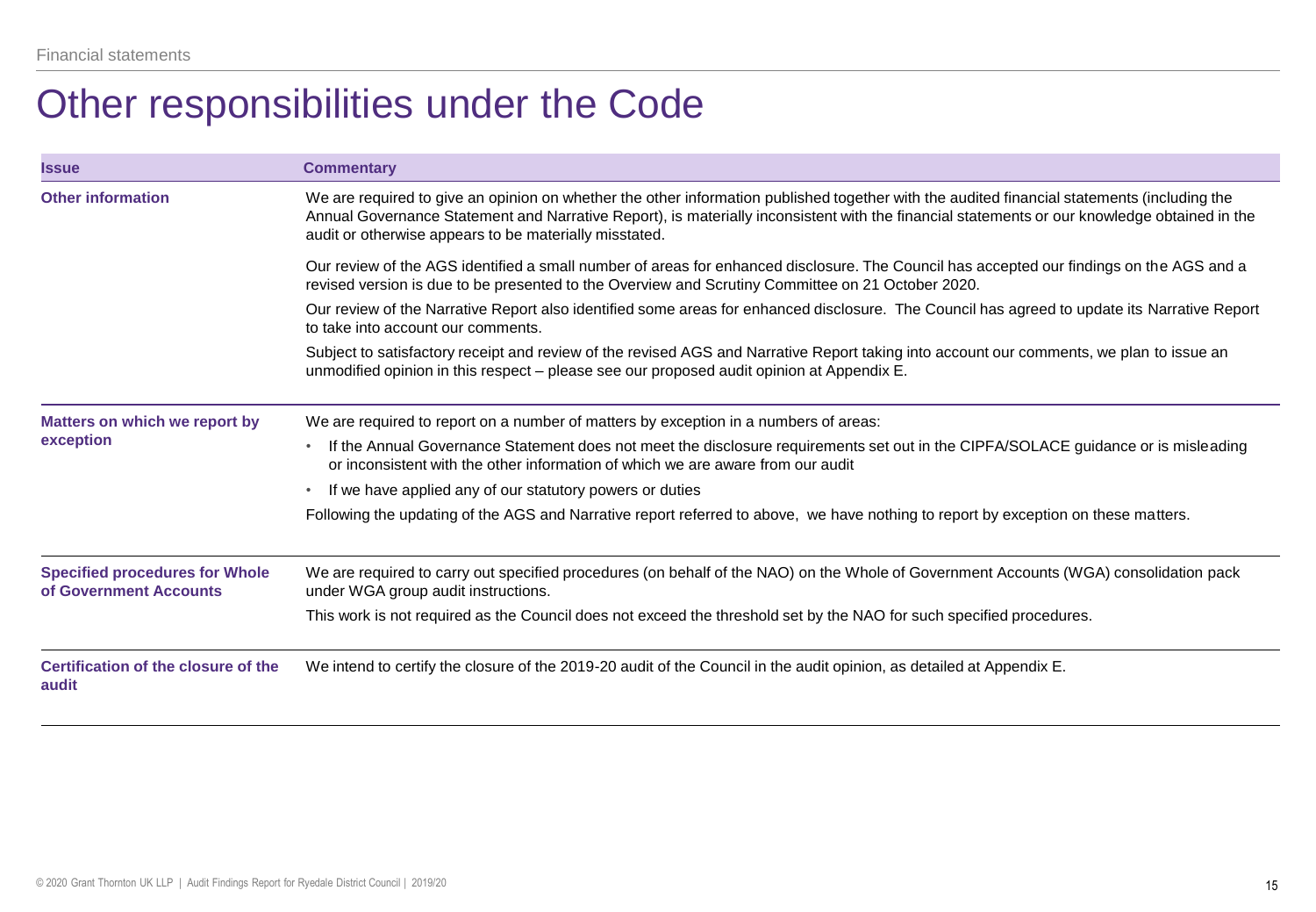Financial statements

# Other responsibilities under the Code

| Issue | Commentary |
| --- | --- |
| **Other information** | We are required to give an opinion on whether the other information published together with the audited financial statements (including the Annual Governance Statement and Narrative Report), is materially inconsistent with the financial statements or our knowledge obtained in the audit or otherwise appears to be materially misstated.<br><br>Our review of the AGS identified a small number of areas for enhanced disclosure. The Council has accepted our findings on the AGS and a revised version is due to be presented to the Overview and Scrutiny Committee on 21 October 2020.<br><br>Our review of the Narrative Report also identified some areas for enhanced disclosure. The Council has agreed to update its Narrative Report to take into account our comments.<br><br>Subject to satisfactory receipt and review of the revised AGS and Narrative Report taking into account our comments, we plan to issue an unmodified opinion in this respect – please see our proposed audit opinion at Appendix E. |
| **Matters on which we report by exception** | We are required to report on a number of matters by exception in a numbers of areas:<br><br>• If the Annual Governance Statement does not meet the disclosure requirements set out in the CIPFA/SOLACE guidance or is misleading or inconsistent with the other information of which we are aware from our audit<br><br>• If we have applied any of our statutory powers or duties<br><br>Following the updating of the AGS and Narrative report referred to above, we have nothing to report by exception on these matters. |
| **Specified procedures for Whole of Government Accounts** | We are required to carry out specified procedures (on behalf of the NAO) on the Whole of Government Accounts (WGA) consolidation pack under WGA group audit instructions.<br><br>This work is not required as the Council does not exceed the threshold set by the NAO for such specified procedures. |
| **Certification of the closure of the audit** | We intend to certify the closure of the 2019-20 audit of the Council in the audit opinion, as detailed at Appendix E. |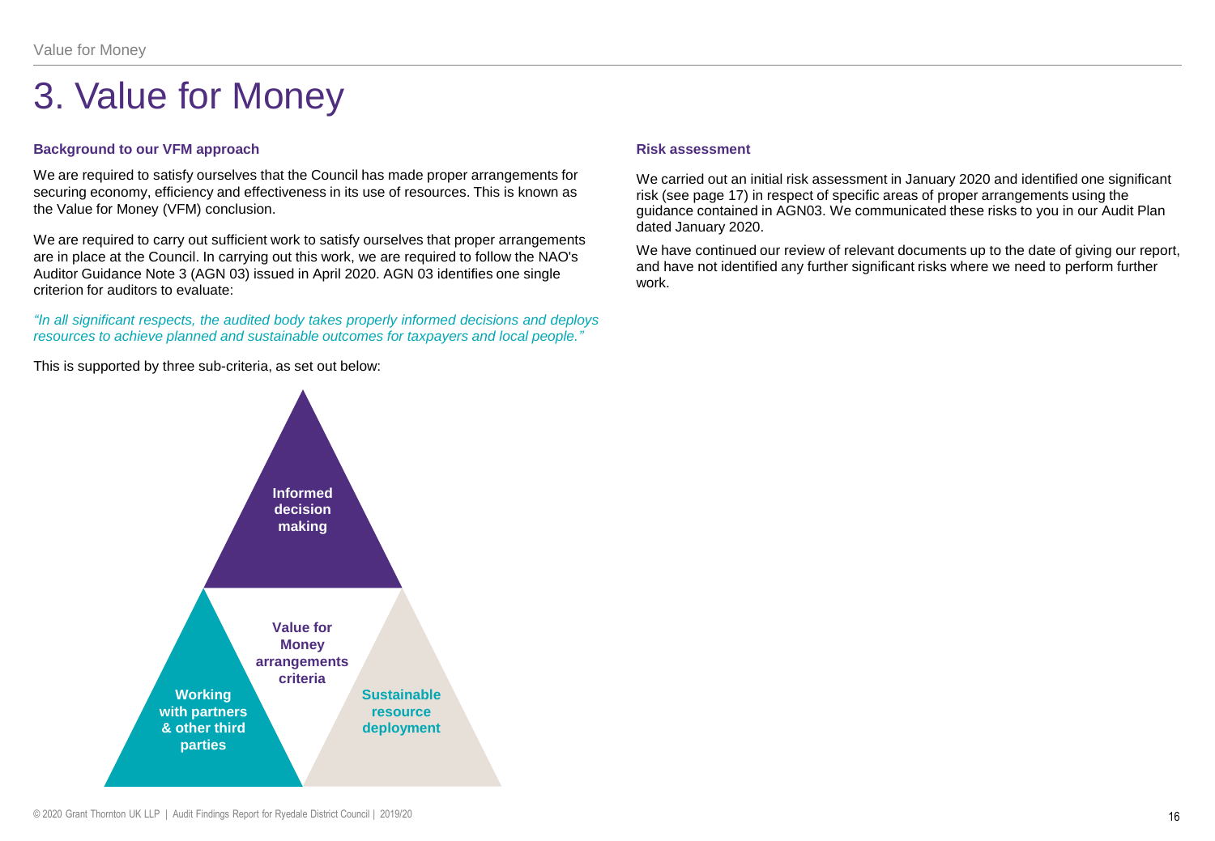# 3. Value for Money

### Background to our VFM approach

We are required to satisfy ourselves that the Council has made proper arrangements for securing economy, efficiency and effectiveness in its use of resources. This is known as the Value for Money (VFM) conclusion.

We are required to carry out sufficient work to satisfy ourselves that proper arrangements are in place at the Council. In carrying out this work, we are required to follow the NAO's Auditor Guidance Note 3 (AGN 03) issued in April 2020. AGN 03 identifies one single criterion for auditors to evaluate:

*"In all significant respects, the audited body takes properly informed decisions and deploys resources to achieve planned and sustainable outcomes for taxpayers and local people."*

This is supported by three sub-criteria, as set out below:

**Informed decision making**

**Value for Money arrangements criteria**

**Working with partners & other third parties**

**Sustainable resource deployment**

### Risk assessment

We carried out an initial risk assessment in January 2020 and identified one significant risk (see page 17) in respect of specific areas of proper arrangements using the guidance contained in AGN03. We communicated these risks to you in our Audit Plan dated January 2020.

We have continued our review of relevant documents up to the date of giving our report, and have not identified any further significant risks where we need to perform further work.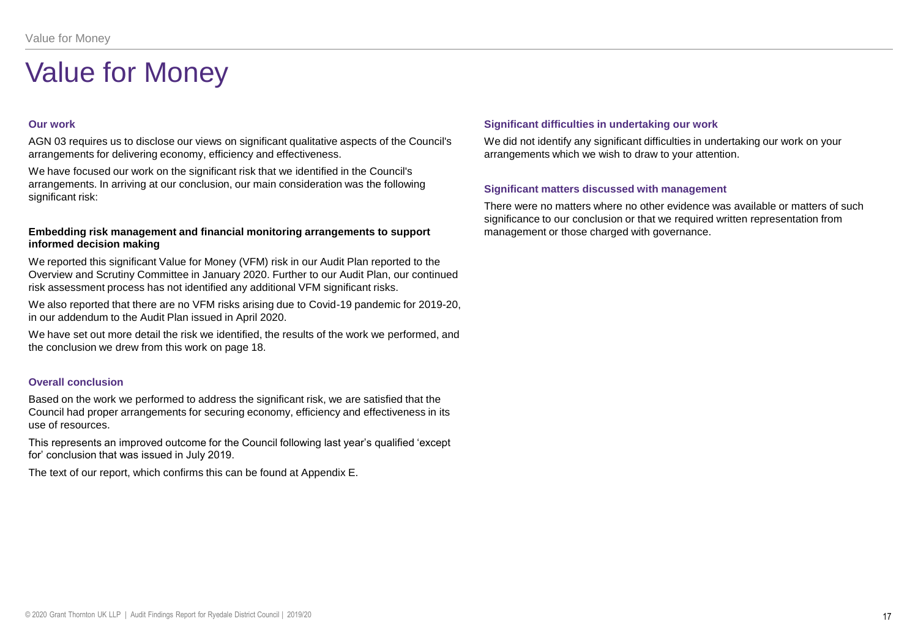# Value for Money

### Our work

AGN 03 requires us to disclose our views on significant qualitative aspects of the Council's arrangements for delivering economy, efficiency and effectiveness.

We have focused our work on the significant risk that we identified in the Council's arrangements. In arriving at our conclusion, our main consideration was the following significant risk:

**Embedding risk management and financial monitoring arrangements to support informed decision making**

We reported this significant Value for Money (VFM) risk in our Audit Plan reported to the Overview and Scrutiny Committee in January 2020. Further to our Audit Plan, our continued risk assessment process has not identified any additional VFM significant risks.

We also reported that there are no VFM risks arising due to Covid-19 pandemic for 2019-20, in our addendum to the Audit Plan issued in April 2020.

We have set out more detail the risk we identified, the results of the work we performed, and the conclusion we drew from this work on page 18.

### Overall conclusion

Based on the work we performed to address the significant risk, we are satisfied that the Council had proper arrangements for securing economy, efficiency and effectiveness in its use of resources.

This represents an improved outcome for the Council following last year's qualified 'except for' conclusion that was issued in July 2019.

The text of our report, which confirms this can be found at Appendix E.

### Significant difficulties in undertaking our work

We did not identify any significant difficulties in undertaking our work on your arrangements which we wish to draw to your attention.

### Significant matters discussed with management

There were no matters where no other evidence was available or matters of such significance to our conclusion or that we required written representation from management or those charged with governance.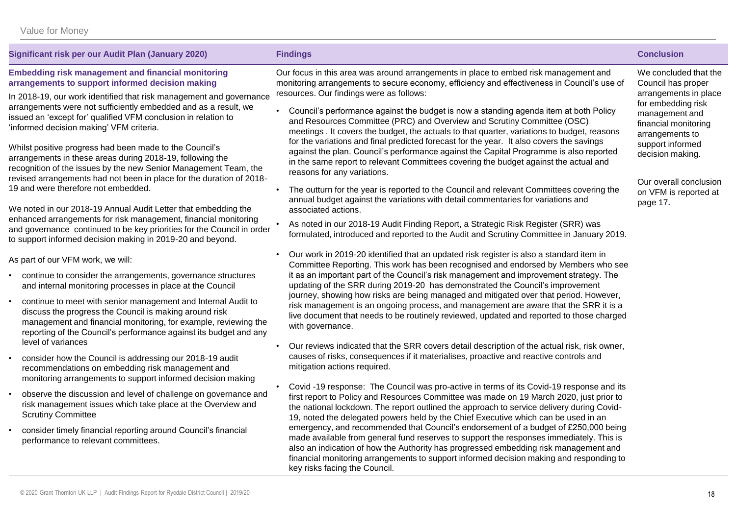Value for Money

| Significant risk per our Audit Plan (January 2020) | Findings | Conclusion |
| --- | --- | --- |
| **Embedding risk management and financial monitoring arrangements to support informed decision making**<br><br>In 2018-19, our work identified that risk management and governance arrangements were not sufficiently embedded and as a result, we issued an 'except for' qualified VFM conclusion in relation to 'informed decision making' VFM criteria.<br><br>Whilst positive progress had been made to the Council's arrangements in these areas during 2018-19, following the recognition of the issues by the new Senior Management Team, the revised arrangements had not been in place for the duration of 2018-19 and were therefore not embedded.<br><br>We noted in our 2018-19 Annual Audit Letter that embedding the enhanced arrangements for risk management, financial monitoring and governance continued to be key priorities for the Council in order to support informed decision making in 2019-20 and beyond.<br><br>As part of our VFM work, we will:<br><br>• continue to consider the arrangements, governance structures and internal monitoring processes in place at the Council<br>• continue to meet with senior management and Internal Audit to discuss the progress the Council is making around risk management and financial monitoring, for example, reviewing the reporting of the Council's performance against its budget and any level of variances<br>• consider how the Council is addressing our 2018-19 audit recommendations on embedding risk management and monitoring arrangements to support informed decision making<br>• observe the discussion and level of challenge on governance and risk management issues which take place at the Overview and Scrutiny Committee<br>• consider timely financial reporting around Council's financial performance to relevant committees. | Our focus in this area was around arrangements in place to embed risk management and monitoring arrangements to secure economy, efficiency and effectiveness in Council's use of resources. Our findings were as follows:<br><br>• Council's performance against the budget is now a standing agenda item at both Policy and Resources Committee (PRC) and Overview and Scrutiny Committee (OSC) meetings . It covers the budget, the actuals to that quarter, variations to budget, reasons for the variations and final predicted forecast for the year. It also covers the savings against the plan. Council's performance against the Capital Programme is also reported in the same report to relevant Committees covering the budget against the actual and reasons for any variations.<br>• The outturn for the year is reported to the Council and relevant Committees covering the annual budget against the variations with detail commentaries for variations and associated actions.<br>• As noted in our 2018-19 Audit Finding Report, a Strategic Risk Register (SRR) was formulated, introduced and reported to the Audit and Scrutiny Committee in January 2019.<br>• Our work in 2019-20 identified that an updated risk register is also a standard item in Committee Reporting. This work has been recognised and endorsed by Members who see it as an important part of the Council's risk management and improvement strategy. The updating of the SRR during 2019-20 has demonstrated the Council's improvement journey, showing how risks are being managed and mitigated over that period. However, risk management is an ongoing process, and management are aware that the SRR it is a live document that needs to be routinely reviewed, updated and reported to those charged with governance.<br>• Our reviews indicated that the SRR covers detail description of the actual risk, risk owner, causes of risks, consequences if it materialises, proactive and reactive controls and mitigation actions required.<br>• Covid -19 response: The Council was pro-active in terms of its Covid-19 response and its first report to Policy and Resources Committee was made on 19 March 2020, just prior to the national lockdown. The report outlined the approach to service delivery during Covid-19, noted the delegated powers held by the Chief Executive which can be used in an emergency, and recommended that Council's endorsement of a budget of £250,000 being made available from general fund reserves to support the responses immediately. This is also an indication of how the Authority has progressed embedding risk management and financial monitoring arrangements to support informed decision making and responding to key risks facing the Council. | We concluded that the Council has proper arrangements in place for embedding risk management and financial monitoring arrangements to support informed decision making.<br><br>Our overall conclusion on VFM is reported at page 17. |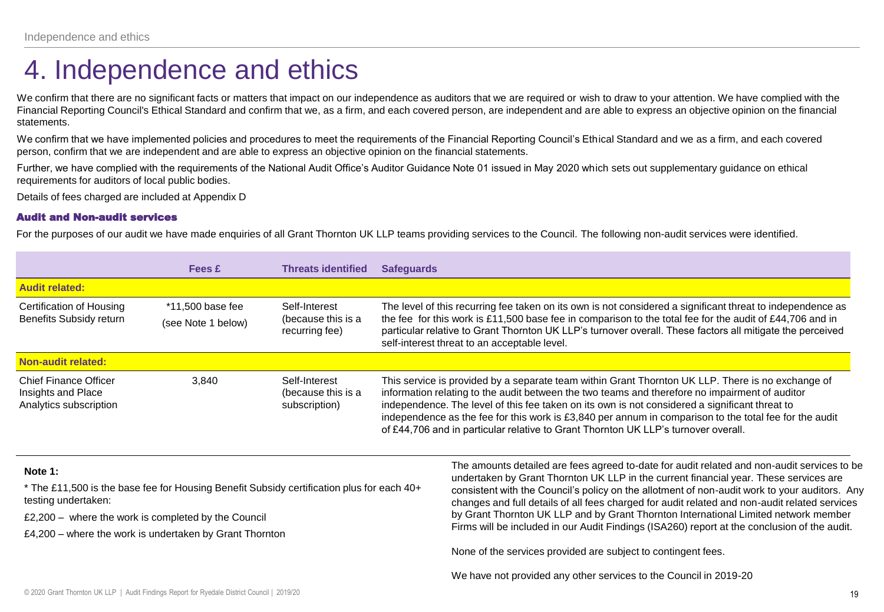# 4. Independence and ethics

We confirm that there are no significant facts or matters that impact on our independence as auditors that we are required or wish to draw to your attention. We have complied with the Financial Reporting Council's Ethical Standard and confirm that we, as a firm, and each covered person, are independent and are able to express an objective opinion on the financial statements.

We confirm that we have implemented policies and procedures to meet the requirements of the Financial Reporting Council's Ethical Standard and we as a firm, and each covered person, confirm that we are independent and are able to express an objective opinion on the financial statements.

Further, we have complied with the requirements of the National Audit Office's Auditor Guidance Note 01 issued in May 2020 which sets out supplementary guidance on ethical requirements for auditors of local public bodies.

Details of fees charged are included at Appendix D

### Audit and Non-audit services

For the purposes of our audit we have made enquiries of all Grant Thornton UK LLP teams providing services to the Council. The following non-audit services were identified.

| | Fees £ | Threats identified | Safeguards |
|---|---|---|---|
| **Audit related:** | | | |
| Certification of Housing Benefits Subsidy return | *11,500 base fee (see Note 1 below) | Self-Interest (because this is a recurring fee) | The level of this recurring fee taken on its own is not considered a significant threat to independence as the fee for this work is £11,500 base fee in comparison to the total fee for the audit of £44,706 and in particular relative to Grant Thornton UK LLP's turnover overall. These factors all mitigate the perceived self-interest threat to an acceptable level. |
| **Non-audit related:** | | | |
| Chief Finance Officer Insights and Place Analytics subscription | 3,840 | Self-Interest (because this is a subscription) | This service is provided by a separate team within Grant Thornton UK LLP. There is no exchange of information relating to the audit between the two teams and therefore no impairment of auditor independence. The level of this fee taken on its own is not considered a significant threat to independence as the fee for this work is £3,840 per annum in comparison to the total fee for the audit of £44,706 and in particular relative to Grant Thornton UK LLP's turnover overall. |

**Note 1:**

* The £11,500 is the base fee for Housing Benefit Subsidy certification plus for each 40+ testing undertaken:

£2,200 – where the work is completed by the Council

£4,200 – where the work is undertaken by Grant Thornton

The amounts detailed are fees agreed to-date for audit related and non-audit services to be undertaken by Grant Thornton UK LLP in the current financial year. These services are consistent with the Council's policy on the allotment of non-audit work to your auditors. Any changes and full details of all fees charged for audit related and non-audit related services by Grant Thornton UK LLP and by Grant Thornton International Limited network member Firms will be included in our Audit Findings (ISA260) report at the conclusion of the audit.

None of the services provided are subject to contingent fees.

We have not provided any other services to the Council in 2019-20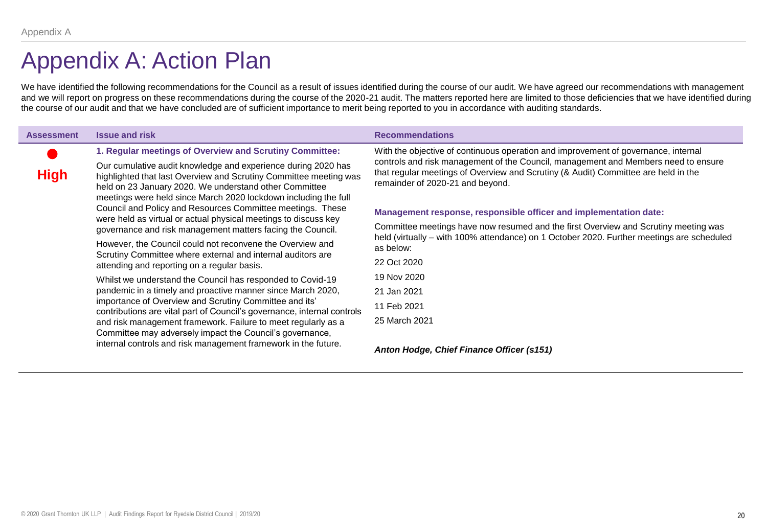# Appendix A: Action Plan

We have identified the following recommendations for the Council as a result of issues identified during the course of our audit. We have agreed our recommendations with management and we will report on progress on these recommendations during the course of the 2020-21 audit. The matters reported here are limited to those deficiencies that we have identified during the course of our audit and that we have concluded are of sufficient importance to merit being reported to you in accordance with auditing standards.

| Assessment | Issue and risk | Recommendations |
|---|---|---|
| ● **High** | **1. Regular meetings of Overview and Scrutiny Committee:**<br><br>Our cumulative audit knowledge and experience during 2020 has highlighted that last Overview and Scrutiny Committee meeting was held on 23 January 2020. We understand other Committee meetings were held since March 2020 lockdown including the full Council and Policy and Resources Committee meetings. These were held as virtual or actual physical meetings to discuss key governance and risk management matters facing the Council.<br><br>However, the Council could not reconvene the Overview and Scrutiny Committee where external and internal auditors are attending and reporting on a regular basis.<br><br>Whilst we understand the Council has responded to Covid-19 pandemic in a timely and proactive manner since March 2020, importance of Overview and Scrutiny Committee and its' contributions are vital part of Council's governance, internal controls and risk management framework. Failure to meet regularly as a Committee may adversely impact the Council's governance, internal controls and risk management framework in the future. | With the objective of continuous operation and improvement of governance, internal controls and risk management of the Council, management and Members need to ensure that regular meetings of Overview and Scrutiny (& Audit) Committee are held in the remainder of 2020-21 and beyond.<br><br>**Management response, responsible officer and implementation date:**<br><br>Committee meetings have now resumed and the first Overview and Scrutiny meeting was held (virtually – with 100% attendance) on 1 October 2020. Further meetings are scheduled as below:<br><br>22 Oct 2020<br>19 Nov 2020<br>21 Jan 2021<br>11 Feb 2021<br>25 March 2021<br><br>***Anton Hodge, Chief Finance Officer (s151)*** |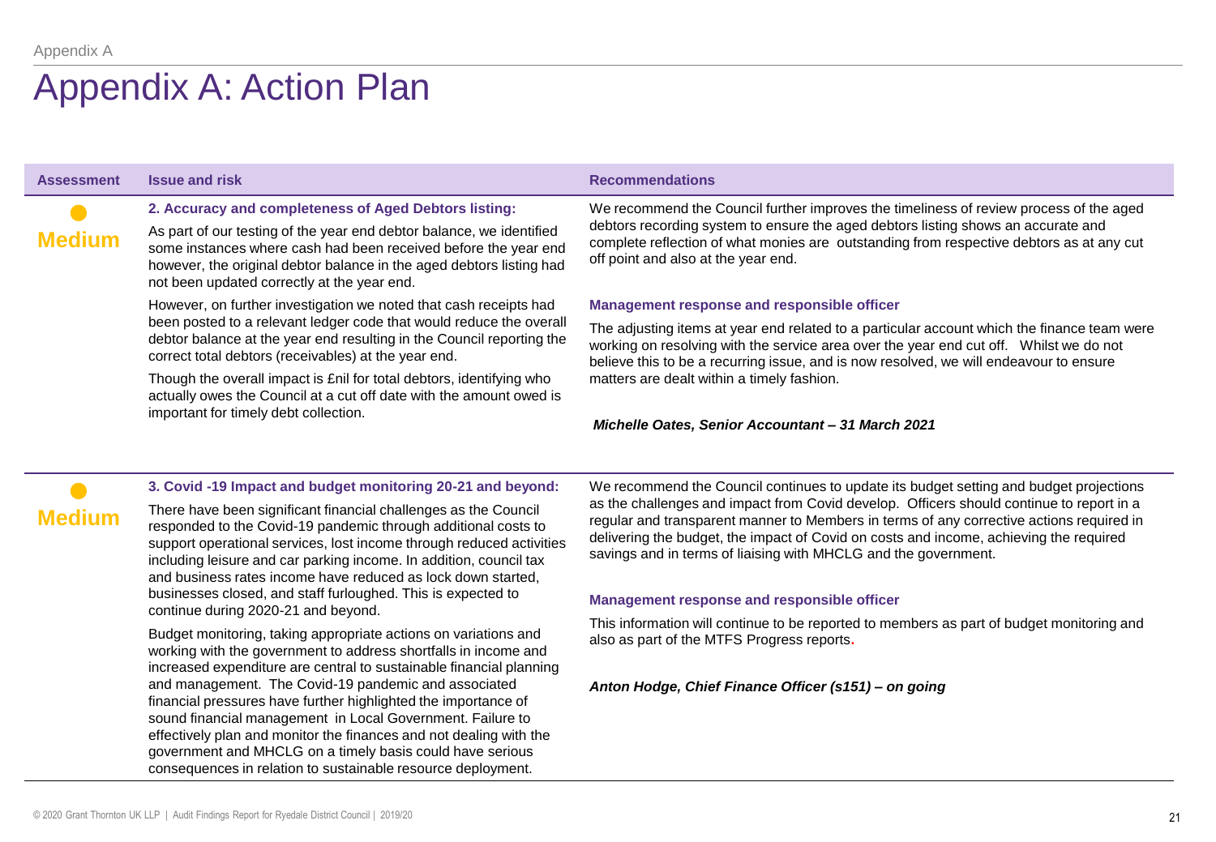# Appendix A: Action Plan

| Assessment | Issue and risk | Recommendations |
| --- | --- | --- |
| ● **Medium** | **2. Accuracy and completeness of Aged Debtors listing:**<br><br>As part of our testing of the year end debtor balance, we identified some instances where cash had been received before the year end however, the original debtor balance in the aged debtors listing had not been updated correctly at the year end.<br><br>However, on further investigation we noted that cash receipts had been posted to a relevant ledger code that would reduce the overall debtor balance at the year end resulting in the Council reporting the correct total debtors (receivables) at the year end.<br><br>Though the overall impact is £nil for total debtors, identifying who actually owes the Council at a cut off date with the amount owed is important for timely debt collection. | We recommend the Council further improves the timeliness of review process of the aged debtors recording system to ensure the aged debtors listing shows an accurate and complete reflection of what monies are outstanding from respective debtors as at any cut off point and also at the year end.<br><br>**Management response and responsible officer**<br><br>The adjusting items at year end related to a particular account which the finance team were working on resolving with the service area over the year end cut off. Whilst we do not believe this to be a recurring issue, and is now resolved, we will endeavour to ensure matters are dealt within a timely fashion.<br><br>***Michelle Oates, Senior Accountant – 31 March 2021*** |
| ● **Medium** | **3. Covid -19 Impact and budget monitoring 20-21 and beyond:**<br><br>There have been significant financial challenges as the Council responded to the Covid-19 pandemic through additional costs to support operational services, lost income through reduced activities including leisure and car parking income. In addition, council tax and business rates income have reduced as lock down started, businesses closed, and staff furloughed. This is expected to continue during 2020-21 and beyond.<br><br>Budget monitoring, taking appropriate actions on variations and working with the government to address shortfalls in income and increased expenditure are central to sustainable financial planning and management. The Covid-19 pandemic and associated financial pressures have further highlighted the importance of sound financial management in Local Government. Failure to effectively plan and monitor the finances and not dealing with the government and MHCLG on a timely basis could have serious consequences in relation to sustainable resource deployment. | We recommend the Council continues to update its budget setting and budget projections as the challenges and impact from Covid develop. Officers should continue to report in a regular and transparent manner to Members in terms of any corrective actions required in delivering the budget, the impact of Covid on costs and income, achieving the required savings and in terms of liaising with MHCLG and the government.<br><br>**Management response and responsible officer**<br><br>This information will continue to be reported to members as part of budget monitoring and also as part of the MTFS Progress reports.<br><br>***Anton Hodge, Chief Finance Officer (s151) – on going*** |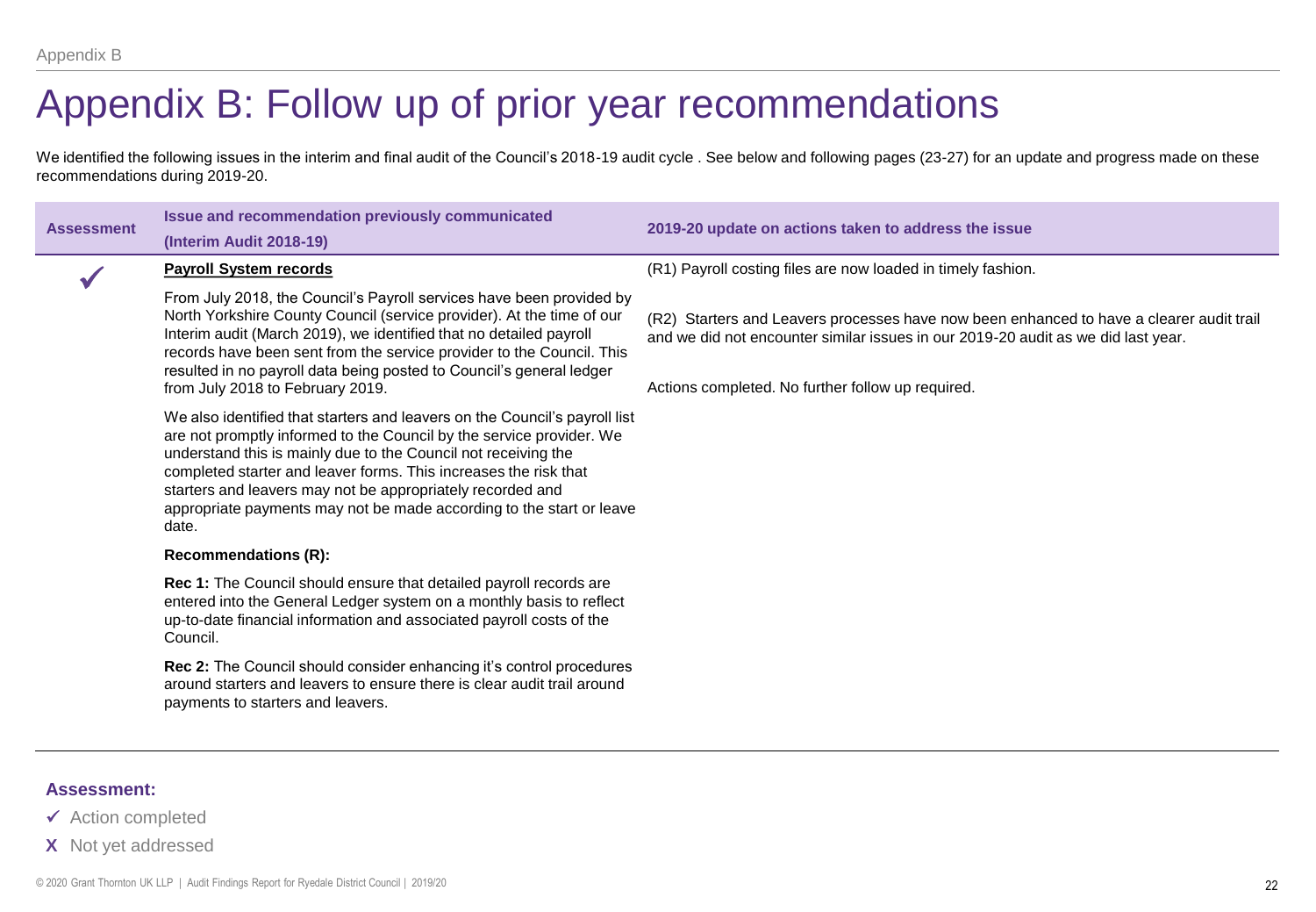# Appendix B: Follow up of prior year recommendations

We identified the following issues in the interim and final audit of the Council's 2018-19 audit cycle . See below and following pages (23-27) for an update and progress made on these recommendations during 2019-20.

| Assessment | Issue and recommendation previously communicated (Interim Audit 2018-19) | 2019-20 update on actions taken to address the issue |
|---|---|---|
| ✓ | **Payroll System records**<br><br>From July 2018, the Council's Payroll services have been provided by North Yorkshire County Council (service provider). At the time of our Interim audit (March 2019), we identified that no detailed payroll records have been sent from the service provider to the Council. This resulted in no payroll data being posted to Council's general ledger from July 2018 to February 2019.<br><br>We also identified that starters and leavers on the Council's payroll list are not promptly informed to the Council by the service provider. We understand this is mainly due to the Council not receiving the completed starter and leaver forms. This increases the risk that starters and leavers may not be appropriately recorded and appropriate payments may not be made according to the start or leave date.<br><br>**Recommendations (R):**<br><br>**Rec 1:** The Council should ensure that detailed payroll records are entered into the General Ledger system on a monthly basis to reflect up-to-date financial information and associated payroll costs of the Council.<br><br>**Rec 2:** The Council should consider enhancing it's control procedures around starters and leavers to ensure there is clear audit trail around payments to starters and leavers. | (R1) Payroll costing files are now loaded in timely fashion.<br><br>(R2) Starters and Leavers processes have now been enhanced to have a clearer audit trail and we did not encounter similar issues in our 2019-20 audit as we did last year.<br><br>Actions completed. No further follow up required. |

**Assessment:**

- ✓ Action completed
- **X** Not yet addressed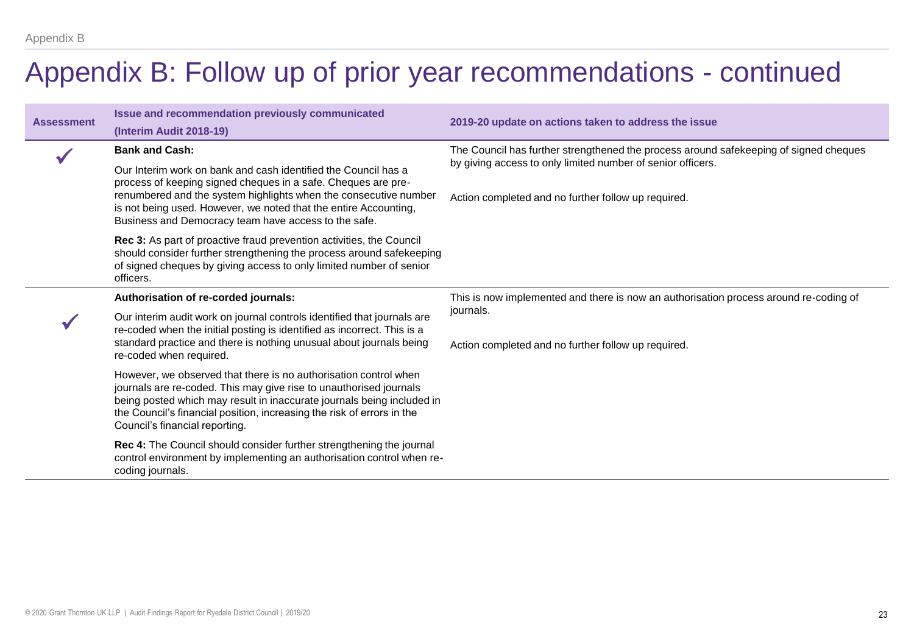# Appendix B: Follow up of prior year recommendations - continued

| Assessment | Issue and recommendation previously communicated (Interim Audit 2018-19) | 2019-20 update on actions taken to address the issue |
|---|---|---|
| ✓ | **Bank and Cash:**<br><br>Our Interim work on bank and cash identified the Council has a process of keeping signed cheques in a safe. Cheques are pre-renumbered and the system highlights when the consecutive number is not being used. However, we noted that the entire Accounting, Business and Democracy team have access to the safe.<br><br>**Rec 3:** As part of proactive fraud prevention activities, the Council should consider further strengthening the process around safekeeping of signed cheques by giving access to only limited number of senior officers. | The Council has further strengthened the process around safekeeping of signed cheques by giving access to only limited number of senior officers.<br><br>Action completed and no further follow up required. |
| ✓ | **Authorisation of re-corded journals:**<br><br>Our interim audit work on journal controls identified that journals are re-coded when the initial posting is identified as incorrect. This is a standard practice and there is nothing unusual about journals being re-coded when required.<br><br>However, we observed that there is no authorisation control when journals are re-coded. This may give rise to unauthorised journals being posted which may result in inaccurate journals being included in the Council's financial position, increasing the risk of errors in the Council's financial reporting.<br><br>**Rec 4:** The Council should consider further strengthening the journal control environment by implementing an authorisation control when re-coding journals. | This is now implemented and there is now an authorisation process around re-coding of journals.<br><br>Action completed and no further follow up required. |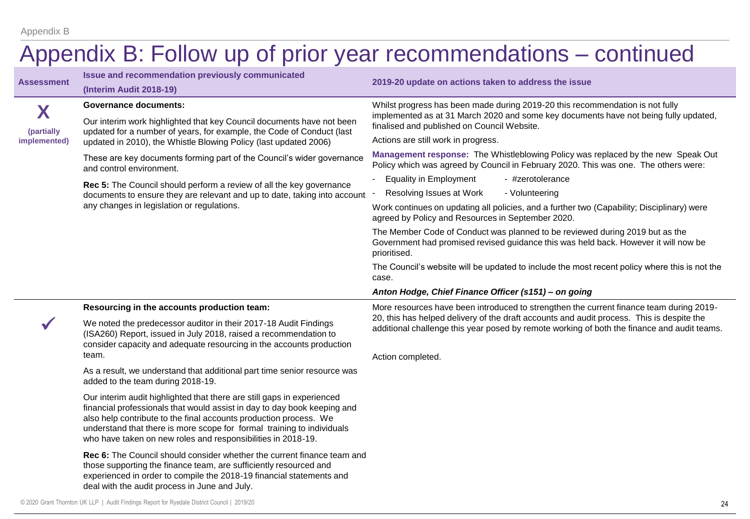# Appendix B: Follow up of prior year recommendations – continued

| Assessment | Issue and recommendation previously communicated (Interim Audit 2018-19) | 2019-20 update on actions taken to address the issue |
|---|---|---|
| **X** (partially implemented) | **Governance documents:**<br><br>Our interim work highlighted that key Council documents have not been updated for a number of years, for example, the Code of Conduct (last updated in 2010), the Whistle Blowing Policy (last updated 2006)<br><br>These are key documents forming part of the Council's wider governance and control environment.<br><br>**Rec 5:** The Council should perform a review of all the key governance documents to ensure they are relevant and up to date, taking into account any changes in legislation or regulations. | Whilst progress has been made during 2019-20 this recommendation is not fully implemented as at 31 March 2020 and some key documents have not being fully updated, finalised and published on Council Website.<br><br>Actions are still work in progress.<br><br>**Management response:** The Whistleblowing Policy was replaced by the new Speak Out Policy which was agreed by Council in February 2020. This was one. The others were:<br>- Equality in Employment - #zerotolerance<br>- Resolving Issues at Work - Volunteering<br><br>Work continues on updating all policies, and a further two (Capability; Disciplinary) were agreed by Policy and Resources in September 2020.<br><br>The Member Code of Conduct was planned to be reviewed during 2019 but as the Government had promised revised guidance this was held back. However it will now be prioritised.<br><br>The Council's website will be updated to include the most recent policy where this is not the case.<br><br>***Anton Hodge, Chief Finance Officer (s151) – on going*** |
| ✓ | **Resourcing in the accounts production team:**<br><br>We noted the predecessor auditor in their 2017-18 Audit Findings (ISA260) Report, issued in July 2018, raised a recommendation to consider capacity and adequate resourcing in the accounts production team.<br><br>As a result, we understand that additional part time senior resource was added to the team during 2018-19.<br><br>Our interim audit highlighted that there are still gaps in experienced financial professionals that would assist in day to day book keeping and also help contribute to the final accounts production process. We understand that there is more scope for formal training to individuals who have taken on new roles and responsibilities in 2018-19.<br><br>**Rec 6:** The Council should consider whether the current finance team and those supporting the finance team, are sufficiently resourced and experienced in order to compile the 2018-19 financial statements and deal with the audit process in June and July. | More resources have been introduced to strengthen the current finance team during 2019-20, this has helped delivery of the draft accounts and audit process. This is despite the additional challenge this year posed by remote working of both the finance and audit teams.<br><br>Action completed. |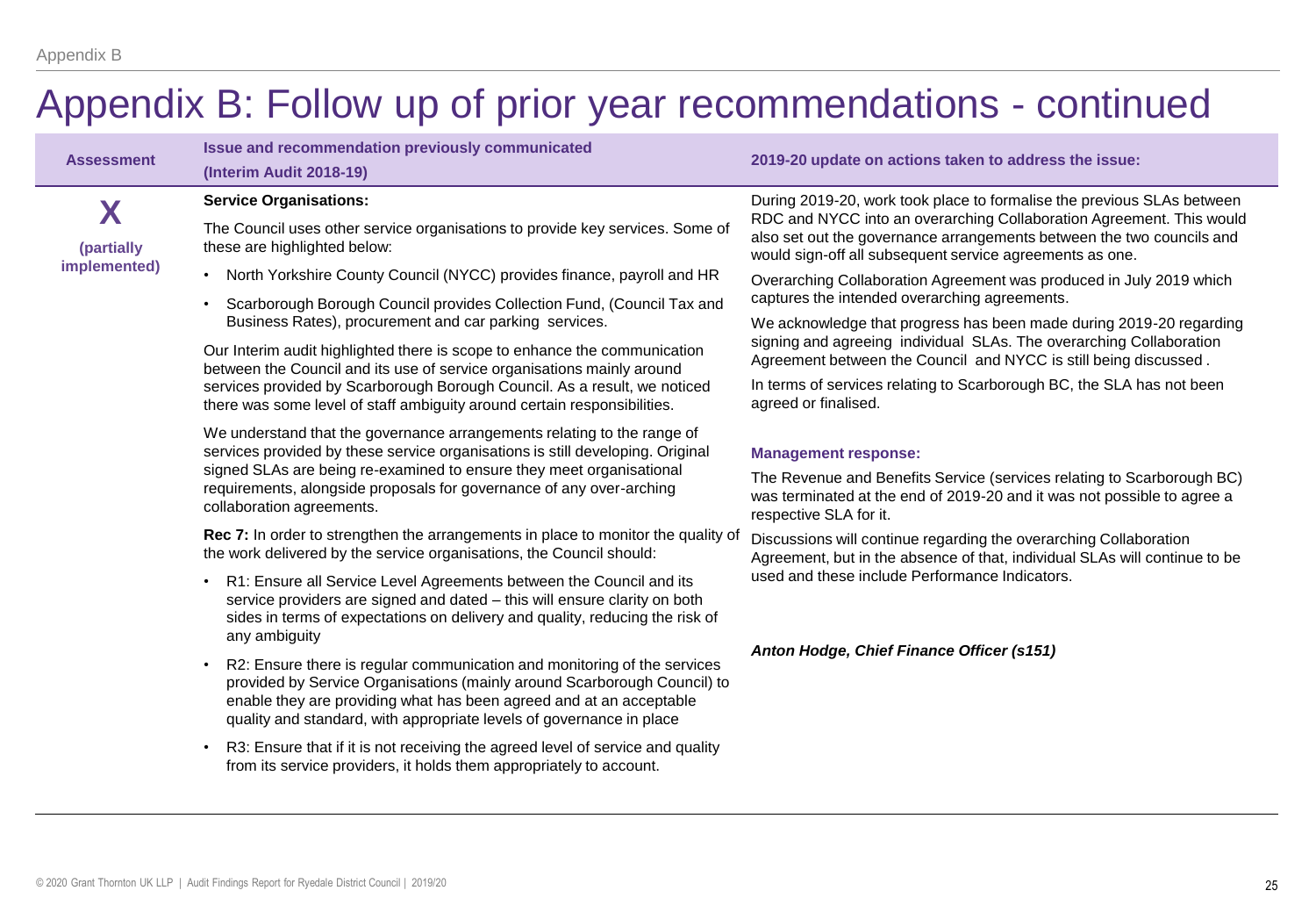# Appendix B: Follow up of prior year recommendations - continued

| Assessment | Issue and recommendation previously communicated (Interim Audit 2018-19) | 2019-20 update on actions taken to address the issue: |
|---|---|---|
| **X** **(partially implemented)** | **Service Organisations:**<br><br>The Council uses other service organisations to provide key services. Some of these are highlighted below:<br><br>• North Yorkshire County Council (NYCC) provides finance, payroll and HR<br>• Scarborough Borough Council provides Collection Fund, (Council Tax and Business Rates), procurement and car parking services.<br><br>Our Interim audit highlighted there is scope to enhance the communication between the Council and its use of service organisations mainly around services provided by Scarborough Borough Council. As a result, we noticed there was some level of staff ambiguity around certain responsibilities.<br><br>We understand that the governance arrangements relating to the range of services provided by these service organisations is still developing. Original signed SLAs are being re-examined to ensure they meet organisational requirements, alongside proposals for governance of any over-arching collaboration agreements.<br><br>**Rec 7:** In order to strengthen the arrangements in place to monitor the quality of the work delivered by the service organisations, the Council should:<br><br>• R1: Ensure all Service Level Agreements between the Council and its service providers are signed and dated – this will ensure clarity on both sides in terms of expectations on delivery and quality, reducing the risk of any ambiguity<br>• R2: Ensure there is regular communication and monitoring of the services provided by Service Organisations (mainly around Scarborough Council) to enable they are providing what has been agreed and at an acceptable quality and standard, with appropriate levels of governance in place<br>• R3: Ensure that if it is not receiving the agreed level of service and quality from its service providers, it holds them appropriately to account. | During 2019-20, work took place to formalise the previous SLAs between RDC and NYCC into an overarching Collaboration Agreement. This would also set out the governance arrangements between the two councils and would sign-off all subsequent service agreements as one.<br><br>Overarching Collaboration Agreement was produced in July 2019 which captures the intended overarching agreements.<br><br>We acknowledge that progress has been made during 2019-20 regarding signing and agreeing individual SLAs. The overarching Collaboration Agreement between the Council and NYCC is still being discussed .<br><br>In terms of services relating to Scarborough BC, the SLA has not been agreed or finalised.<br><br>**Management response:**<br><br>The Revenue and Benefits Service (services relating to Scarborough BC) was terminated at the end of 2019-20 and it was not possible to agree a respective SLA for it.<br><br>Discussions will continue regarding the overarching Collaboration Agreement, but in the absence of that, individual SLAs will continue to be used and these include Performance Indicators.<br><br>***Anton Hodge, Chief Finance Officer (s151)*** |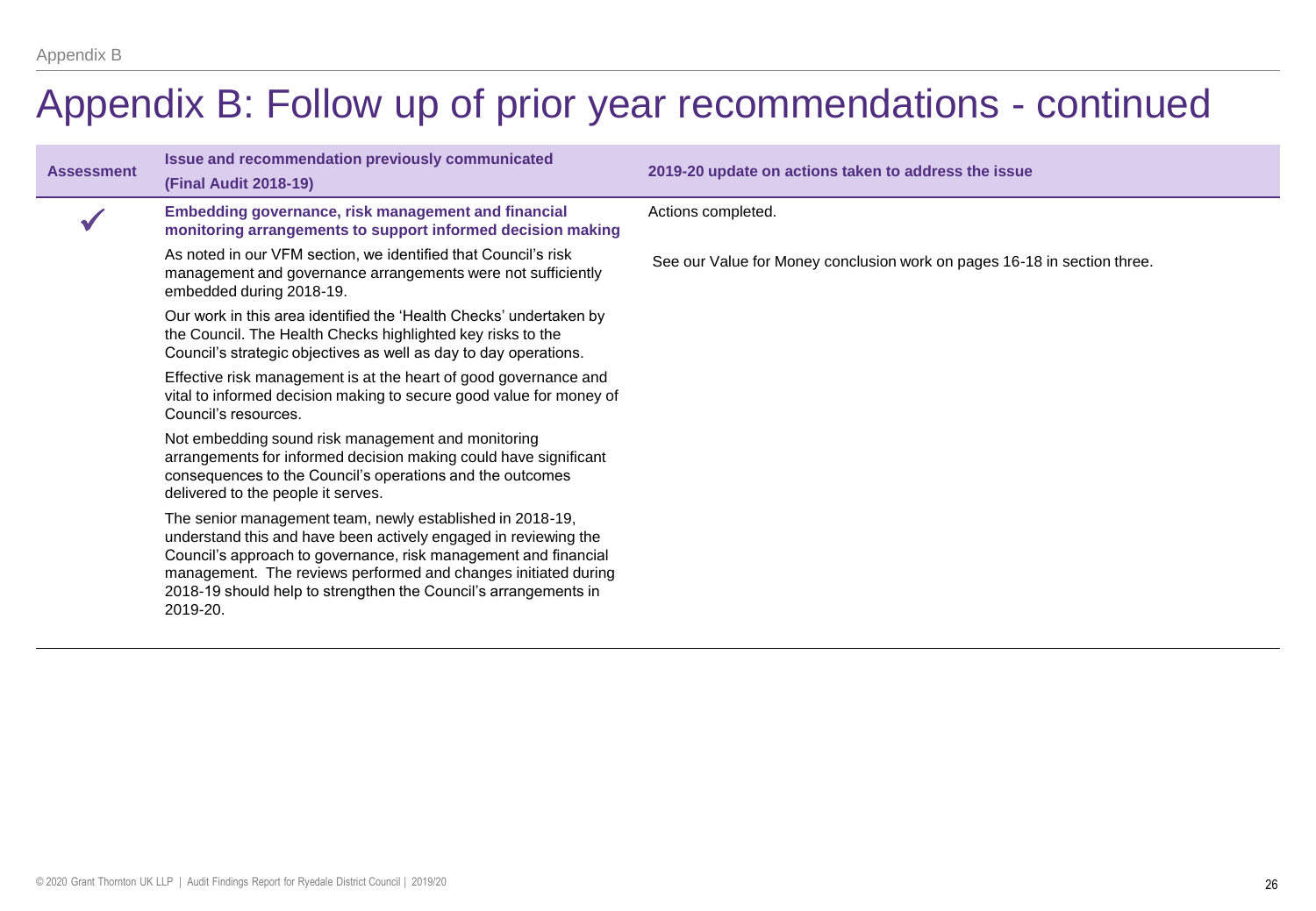# Appendix B: Follow up of prior year recommendations - continued

| Assessment | Issue and recommendation previously communicated (Final Audit 2018-19) | 2019-20 update on actions taken to address the issue |
|---|---|---|
| ✓ | **Embedding governance, risk management and financial monitoring arrangements to support informed decision making**<br><br>As noted in our VFM section, we identified that Council's risk management and governance arrangements were not sufficiently embedded during 2018-19.<br><br>Our work in this area identified the 'Health Checks' undertaken by the Council. The Health Checks highlighted key risks to the Council's strategic objectives as well as day to day operations.<br><br>Effective risk management is at the heart of good governance and vital to informed decision making to secure good value for money of Council's resources.<br><br>Not embedding sound risk management and monitoring arrangements for informed decision making could have significant consequences to the Council's operations and the outcomes delivered to the people it serves.<br><br>The senior management team, newly established in 2018-19, understand this and have been actively engaged in reviewing the Council's approach to governance, risk management and financial management. The reviews performed and changes initiated during 2018-19 should help to strengthen the Council's arrangements in 2019-20. | Actions completed.<br><br>See our Value for Money conclusion work on pages 16-18 in section three. |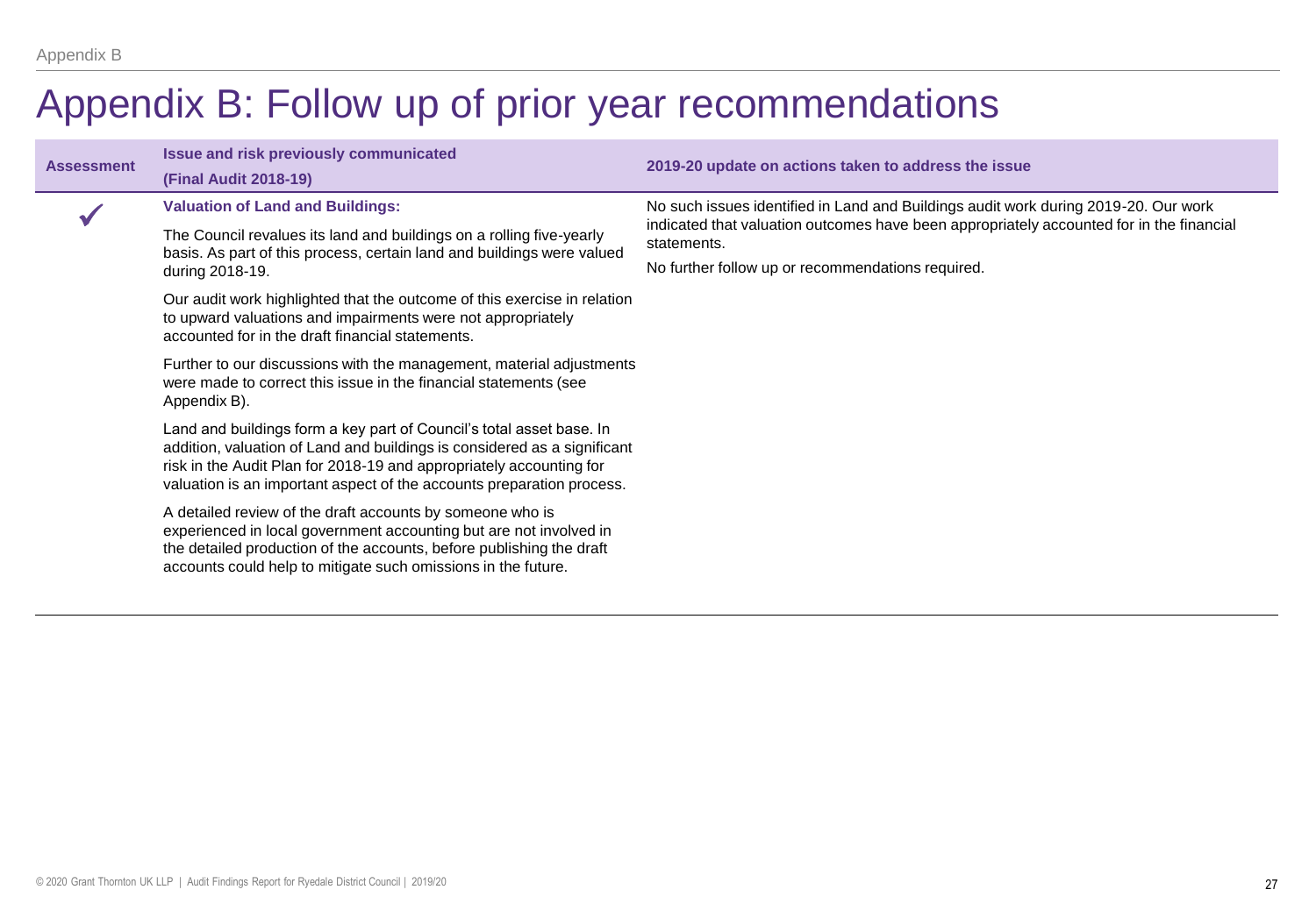# Appendix B: Follow up of prior year recommendations

| Assessment | Issue and risk previously communicated (Final Audit 2018-19) | 2019-20 update on actions taken to address the issue |
| --- | --- | --- |
| ✓ | **Valuation of Land and Buildings:**<br><br>The Council revalues its land and buildings on a rolling five-yearly basis. As part of this process, certain land and buildings were valued during 2018-19.<br><br>Our audit work highlighted that the outcome of this exercise in relation to upward valuations and impairments were not appropriately accounted for in the draft financial statements.<br><br>Further to our discussions with the management, material adjustments were made to correct this issue in the financial statements (see Appendix B).<br><br>Land and buildings form a key part of Council's total asset base. In addition, valuation of Land and buildings is considered as a significant risk in the Audit Plan for 2018-19 and appropriately accounting for valuation is an important aspect of the accounts preparation process.<br><br>A detailed review of the draft accounts by someone who is experienced in local government accounting but are not involved in the detailed production of the accounts, before publishing the draft accounts could help to mitigate such omissions in the future. | No such issues identified in Land and Buildings audit work during 2019-20. Our work indicated that valuation outcomes have been appropriately accounted for in the financial statements.<br><br>No further follow up or recommendations required. |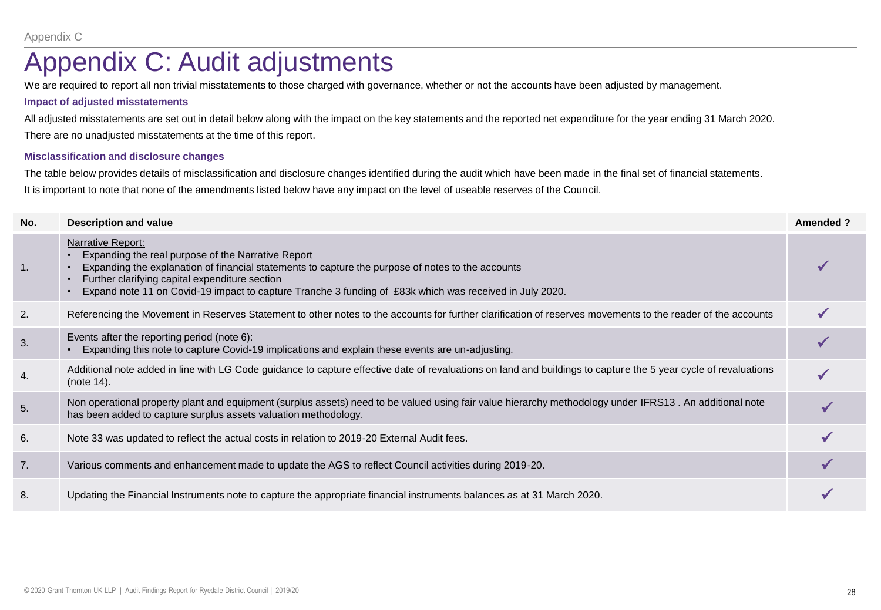# Appendix C: Audit adjustments

We are required to report all non trivial misstatements to those charged with governance, whether or not the accounts have been adjusted by management.

### Impact of adjusted misstatements

All adjusted misstatements are set out in detail below along with the impact on the key statements and the reported net expenditure for the year ending 31 March 2020.

There are no unadjusted misstatements at the time of this report.

### Misclassification and disclosure changes

The table below provides details of misclassification and disclosure changes identified during the audit which have been made in the final set of financial statements.

It is important to note that none of the amendments listed below have any impact on the level of useable reserves of the Council.

| No. | Description and value | Amended ? |
|---|---|---|
| 1. | Narrative Report:<br>• Expanding the real purpose of the Narrative Report<br>• Expanding the explanation of financial statements to capture the purpose of notes to the accounts<br>• Further clarifying capital expenditure section<br>• Expand note 11 on Covid-19 impact to capture Tranche 3 funding of £83k which was received in July 2020. | ✓ |
| 2. | Referencing the Movement in Reserves Statement to other notes to the accounts for further clarification of reserves movements to the reader of the accounts | ✓ |
| 3. | Events after the reporting period (note 6):<br>• Expanding this note to capture Covid-19 implications and explain these events are un-adjusting. | ✓ |
| 4. | Additional note added in line with LG Code guidance to capture effective date of revaluations on land and buildings to capture the 5 year cycle of revaluations (note 14). | ✓ |
| 5. | Non operational property plant and equipment (surplus assets) need to be valued using fair value hierarchy methodology under IFRS13 . An additional note has been added to capture surplus assets valuation methodology. | ✓ |
| 6. | Note 33 was updated to reflect the actual costs in relation to 2019-20 External Audit fees. | ✓ |
| 7. | Various comments and enhancement made to update the AGS to reflect Council activities during 2019-20. | ✓ |
| 8. | Updating the Financial Instruments note to capture the appropriate financial instruments balances as at 31 March 2020. | ✓ |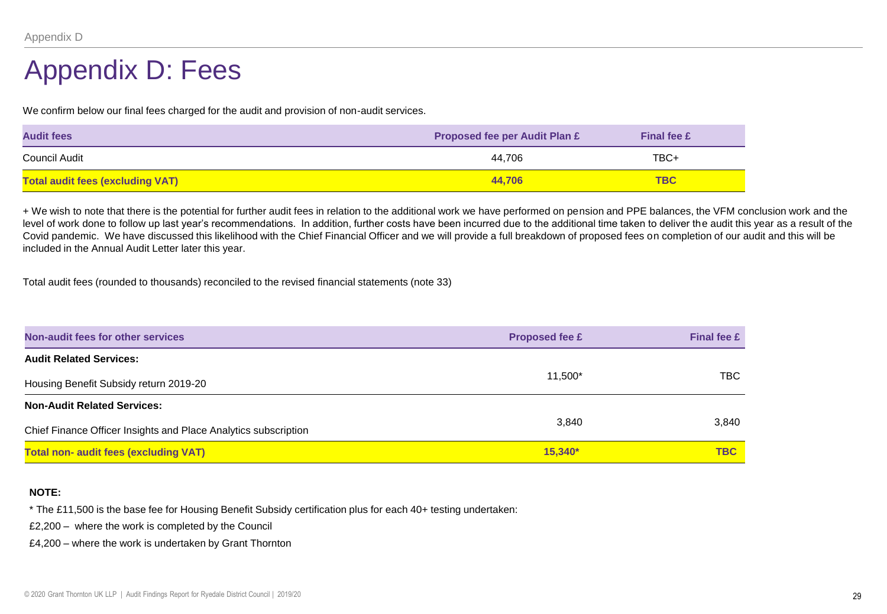# Appendix D: Fees

We confirm below our final fees charged for the audit and provision of non-audit services.

| Audit fees | Proposed fee per Audit Plan £ | Final fee £ |
|---|---|---|
| Council Audit | 44,706 | TBC+ |
| **Total audit fees (excluding VAT)** | **44,706** | **TBC** |

+ We wish to note that there is the potential for further audit fees in relation to the additional work we have performed on pension and PPE balances, the VFM conclusion work and the level of work done to follow up last year's recommendations. In addition, further costs have been incurred due to the additional time taken to deliver the audit this year as a result of the Covid pandemic. We have discussed this likelihood with the Chief Financial Officer and we will provide a full breakdown of proposed fees on completion of our audit and this will be included in the Annual Audit Letter later this year.

Total audit fees (rounded to thousands) reconciled to the revised financial statements (note 33)

| Non-audit fees for other services | Proposed fee £ | Final fee £ |
|---|---|---|
| **Audit Related Services:** | | |
| Housing Benefit Subsidy return 2019-20 | 11,500* | TBC |
| **Non-Audit Related Services:** | | |
| Chief Finance Officer Insights and Place Analytics subscription | 3,840 | 3,840 |
| **Total non- audit fees (excluding VAT)** | **15,340*** | **TBC** |

**NOTE:**

* The £11,500 is the base fee for Housing Benefit Subsidy certification plus for each 40+ testing undertaken:

£2,200 – where the work is completed by the Council

£4,200 – where the work is undertaken by Grant Thornton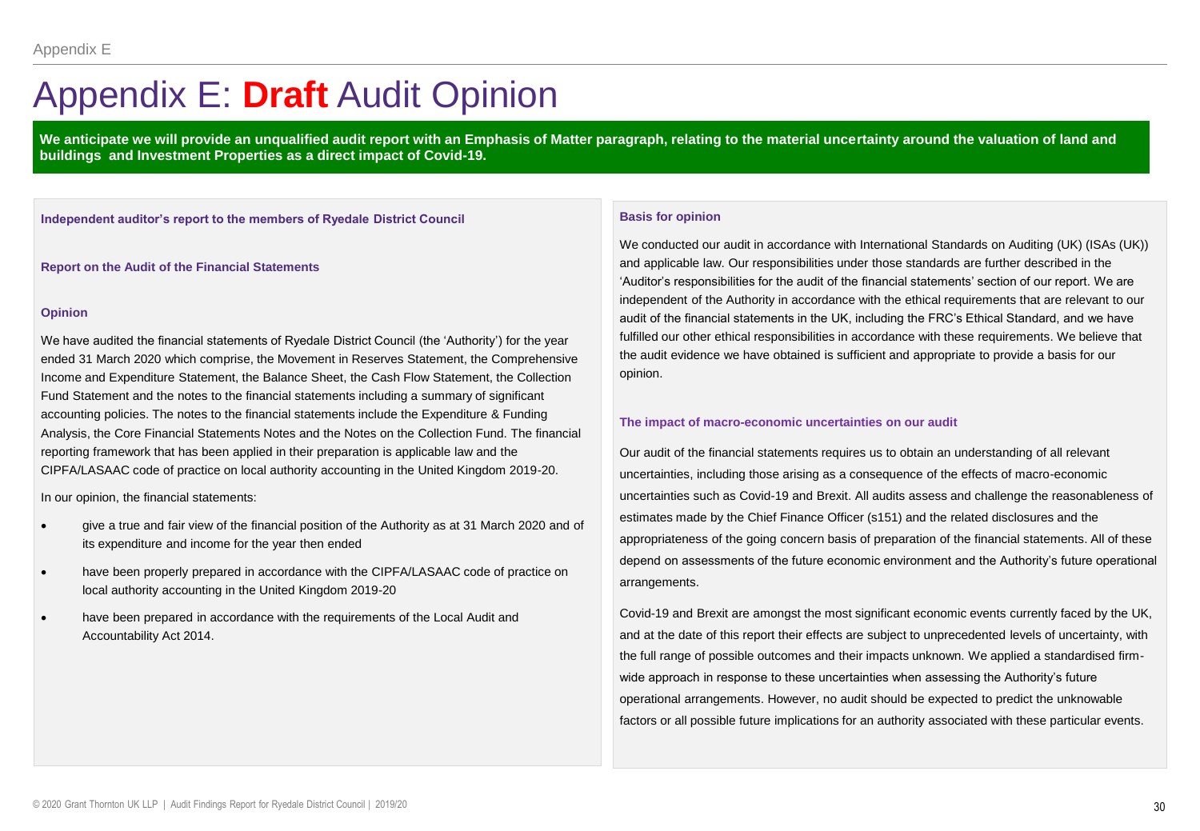# Appendix E: **Draft** Audit Opinion

**We anticipate we will provide an unqualified audit report with an Emphasis of Matter paragraph, relating to the material uncertainty around the valuation of land and buildings and Investment Properties as a direct impact of Covid-19.**

### Independent auditor's report to the members of Ryedale District Council

### Report on the Audit of the Financial Statements

### Opinion

We have audited the financial statements of Ryedale District Council (the 'Authority') for the year ended 31 March 2020 which comprise, the Movement in Reserves Statement, the Comprehensive Income and Expenditure Statement, the Balance Sheet, the Cash Flow Statement, the Collection Fund Statement and the notes to the financial statements including a summary of significant accounting policies. The notes to the financial statements include the Expenditure & Funding Analysis, the Core Financial Statements Notes and the Notes on the Collection Fund. The financial reporting framework that has been applied in their preparation is applicable law and the CIPFA/LASAAC code of practice on local authority accounting in the United Kingdom 2019-20.

In our opinion, the financial statements:

- give a true and fair view of the financial position of the Authority as at 31 March 2020 and of its expenditure and income for the year then ended
- have been properly prepared in accordance with the CIPFA/LASAAC code of practice on local authority accounting in the United Kingdom 2019-20
- have been prepared in accordance with the requirements of the Local Audit and Accountability Act 2014.

### Basis for opinion

We conducted our audit in accordance with International Standards on Auditing (UK) (ISAs (UK)) and applicable law. Our responsibilities under those standards are further described in the 'Auditor's responsibilities for the audit of the financial statements' section of our report. We are independent of the Authority in accordance with the ethical requirements that are relevant to our audit of the financial statements in the UK, including the FRC's Ethical Standard, and we have fulfilled our other ethical responsibilities in accordance with these requirements. We believe that the audit evidence we have obtained is sufficient and appropriate to provide a basis for our opinion.

### The impact of macro-economic uncertainties on our audit

Our audit of the financial statements requires us to obtain an understanding of all relevant uncertainties, including those arising as a consequence of the effects of macro-economic uncertainties such as Covid-19 and Brexit. All audits assess and challenge the reasonableness of estimates made by the Chief Finance Officer (s151) and the related disclosures and the appropriateness of the going concern basis of preparation of the financial statements. All of these depend on assessments of the future economic environment and the Authority's future operational arrangements.

Covid-19 and Brexit are amongst the most significant economic events currently faced by the UK, and at the date of this report their effects are subject to unprecedented levels of uncertainty, with the full range of possible outcomes and their impacts unknown. We applied a standardised firm-wide approach in response to these uncertainties when assessing the Authority's future operational arrangements. However, no audit should be expected to predict the unknowable factors or all possible future implications for an authority associated with these particular events.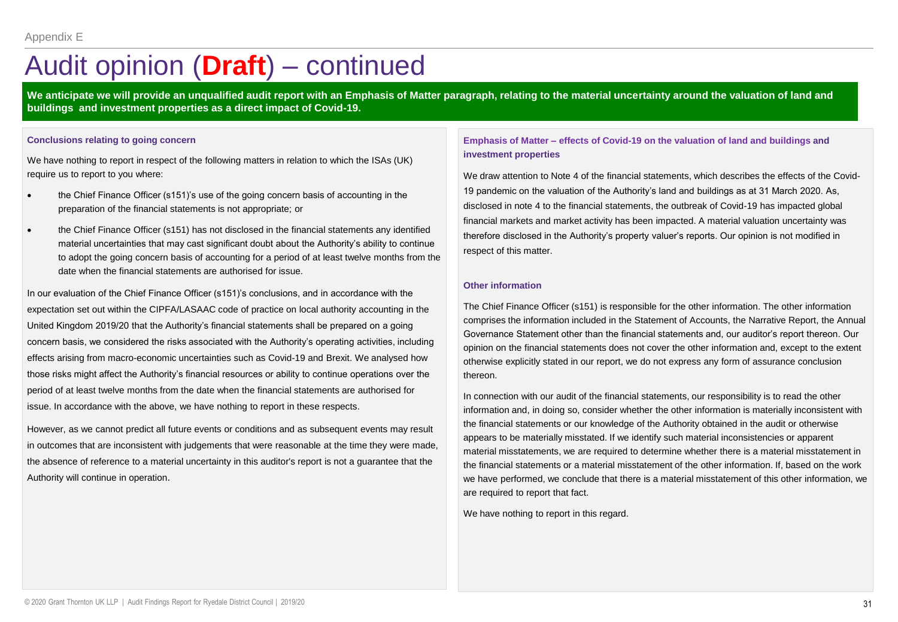Appendix E

# Audit opinion (**Draft**) – continued

**We anticipate we will provide an unqualified audit report with an Emphasis of Matter paragraph, relating to the material uncertainty around the valuation of land and buildings and investment properties as a direct impact of Covid-19.**

### Conclusions relating to going concern

We have nothing to report in respect of the following matters in relation to which the ISAs (UK) require us to report to you where:

- the Chief Finance Officer (s151)'s use of the going concern basis of accounting in the preparation of the financial statements is not appropriate; or
- the Chief Finance Officer (s151) has not disclosed in the financial statements any identified material uncertainties that may cast significant doubt about the Authority's ability to continue to adopt the going concern basis of accounting for a period of at least twelve months from the date when the financial statements are authorised for issue.

In our evaluation of the Chief Finance Officer (s151)'s conclusions, and in accordance with the expectation set out within the CIPFA/LASAAC code of practice on local authority accounting in the United Kingdom 2019/20 that the Authority's financial statements shall be prepared on a going concern basis, we considered the risks associated with the Authority's operating activities, including effects arising from macro-economic uncertainties such as Covid-19 and Brexit. We analysed how those risks might affect the Authority's financial resources or ability to continue operations over the period of at least twelve months from the date when the financial statements are authorised for issue. In accordance with the above, we have nothing to report in these respects.

However, as we cannot predict all future events or conditions and as subsequent events may result in outcomes that are inconsistent with judgements that were reasonable at the time they were made, the absence of reference to a material uncertainty in this auditor's report is not a guarantee that the Authority will continue in operation.

### Emphasis of Matter – effects of Covid-19 on the valuation of land and buildings and investment properties

We draw attention to Note 4 of the financial statements, which describes the effects of the Covid-19 pandemic on the valuation of the Authority's land and buildings as at 31 March 2020. As, disclosed in note 4 to the financial statements, the outbreak of Covid-19 has impacted global financial markets and market activity has been impacted. A material valuation uncertainty was therefore disclosed in the Authority's property valuer's reports. Our opinion is not modified in respect of this matter.

### Other information

The Chief Finance Officer (s151) is responsible for the other information. The other information comprises the information included in the Statement of Accounts, the Narrative Report, the Annual Governance Statement other than the financial statements and, our auditor's report thereon. Our opinion on the financial statements does not cover the other information and, except to the extent otherwise explicitly stated in our report, we do not express any form of assurance conclusion thereon.

In connection with our audit of the financial statements, our responsibility is to read the other information and, in doing so, consider whether the other information is materially inconsistent with the financial statements or our knowledge of the Authority obtained in the audit or otherwise appears to be materially misstated. If we identify such material inconsistencies or apparent material misstatements, we are required to determine whether there is a material misstatement in the financial statements or a material misstatement of the other information. If, based on the work we have performed, we conclude that there is a material misstatement of this other information, we are required to report that fact.

We have nothing to report in this regard.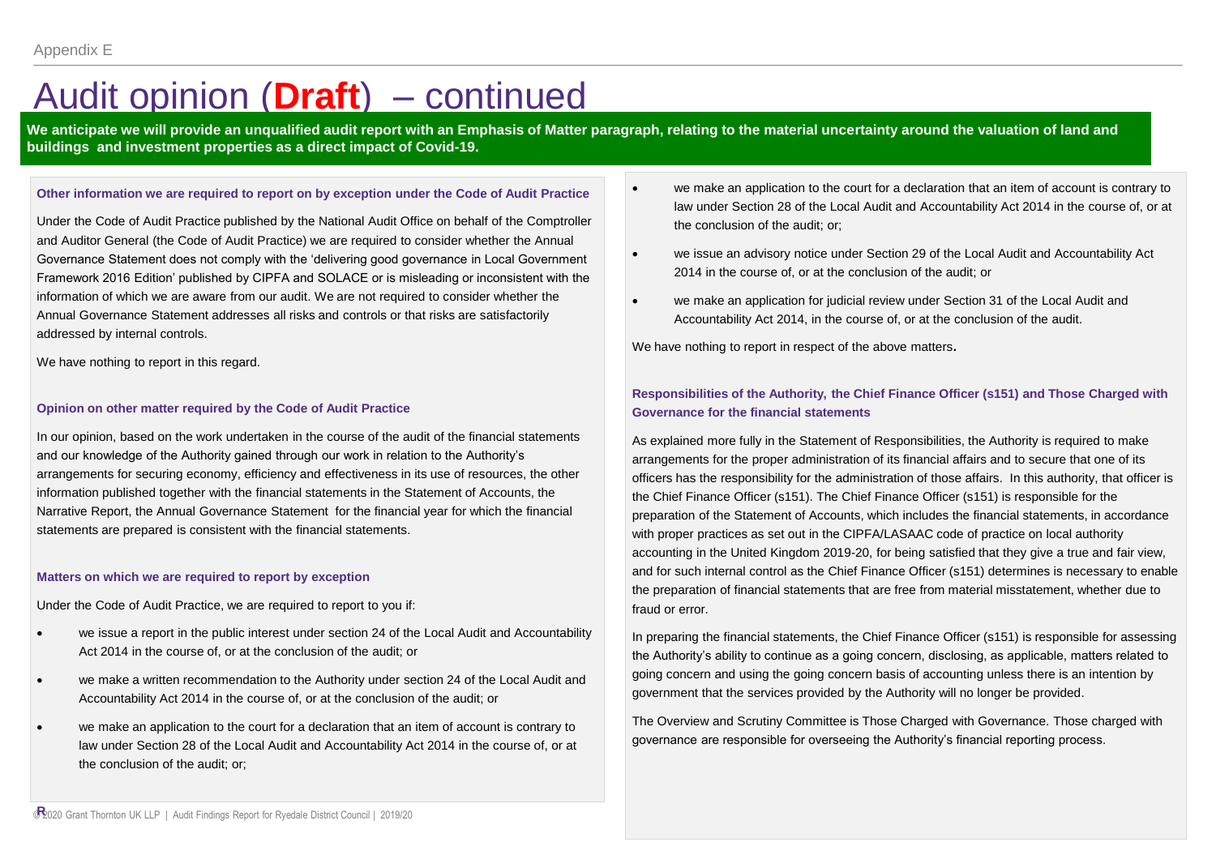Appendix E

# Audit opinion (**Draft**) – continued

**We anticipate we will provide an unqualified audit report with an Emphasis of Matter paragraph, relating to the material uncertainty around the valuation of land and buildings and investment properties as a direct impact of Covid-19.**

### Other information we are required to report on by exception under the Code of Audit Practice

Under the Code of Audit Practice published by the National Audit Office on behalf of the Comptroller and Auditor General (the Code of Audit Practice) we are required to consider whether the Annual Governance Statement does not comply with the 'delivering good governance in Local Government Framework 2016 Edition' published by CIPFA and SOLACE or is misleading or inconsistent with the information of which we are aware from our audit. We are not required to consider whether the Annual Governance Statement addresses all risks and controls or that risks are satisfactorily addressed by internal controls.

We have nothing to report in this regard.

### Opinion on other matter required by the Code of Audit Practice

In our opinion, based on the work undertaken in the course of the audit of the financial statements and our knowledge of the Authority gained through our work in relation to the Authority's arrangements for securing economy, efficiency and effectiveness in its use of resources, the other information published together with the financial statements in the Statement of Accounts, the Narrative Report, the Annual Governance Statement for the financial year for which the financial statements are prepared is consistent with the financial statements.

### Matters on which we are required to report by exception

Under the Code of Audit Practice, we are required to report to you if:

- we issue a report in the public interest under section 24 of the Local Audit and Accountability Act 2014 in the course of, or at the conclusion of the audit; or
- we make a written recommendation to the Authority under section 24 of the Local Audit and Accountability Act 2014 in the course of, or at the conclusion of the audit; or
- we make an application to the court for a declaration that an item of account is contrary to law under Section 28 of the Local Audit and Accountability Act 2014 in the course of, or at the conclusion of the audit; or;
- we issue an advisory notice under Section 29 of the Local Audit and Accountability Act 2014 in the course of, or at the conclusion of the audit; or
- we make an application for judicial review under Section 31 of the Local Audit and Accountability Act 2014, in the course of, or at the conclusion of the audit.

We have nothing to report in respect of the above matters.

### Responsibilities of the Authority, the Chief Finance Officer (s151) and Those Charged with Governance for the financial statements

As explained more fully in the Statement of Responsibilities, the Authority is required to make arrangements for the proper administration of its financial affairs and to secure that one of its officers has the responsibility for the administration of those affairs. In this authority, that officer is the Chief Finance Officer (s151). The Chief Finance Officer (s151) is responsible for the preparation of the Statement of Accounts, which includes the financial statements, in accordance with proper practices as set out in the CIPFA/LASAAC code of practice on local authority accounting in the United Kingdom 2019-20, for being satisfied that they give a true and fair view, and for such internal control as the Chief Finance Officer (s151) determines is necessary to enable the preparation of financial statements that are free from material misstatement, whether due to fraud or error.

In preparing the financial statements, the Chief Finance Officer (s151) is responsible for assessing the Authority's ability to continue as a going concern, disclosing, as applicable, matters related to going concern and using the going concern basis of accounting unless there is an intention by government that the services provided by the Authority will no longer be provided.

The Overview and Scrutiny Committee is Those Charged with Governance. Those charged with governance are responsible for overseeing the Authority's financial reporting process.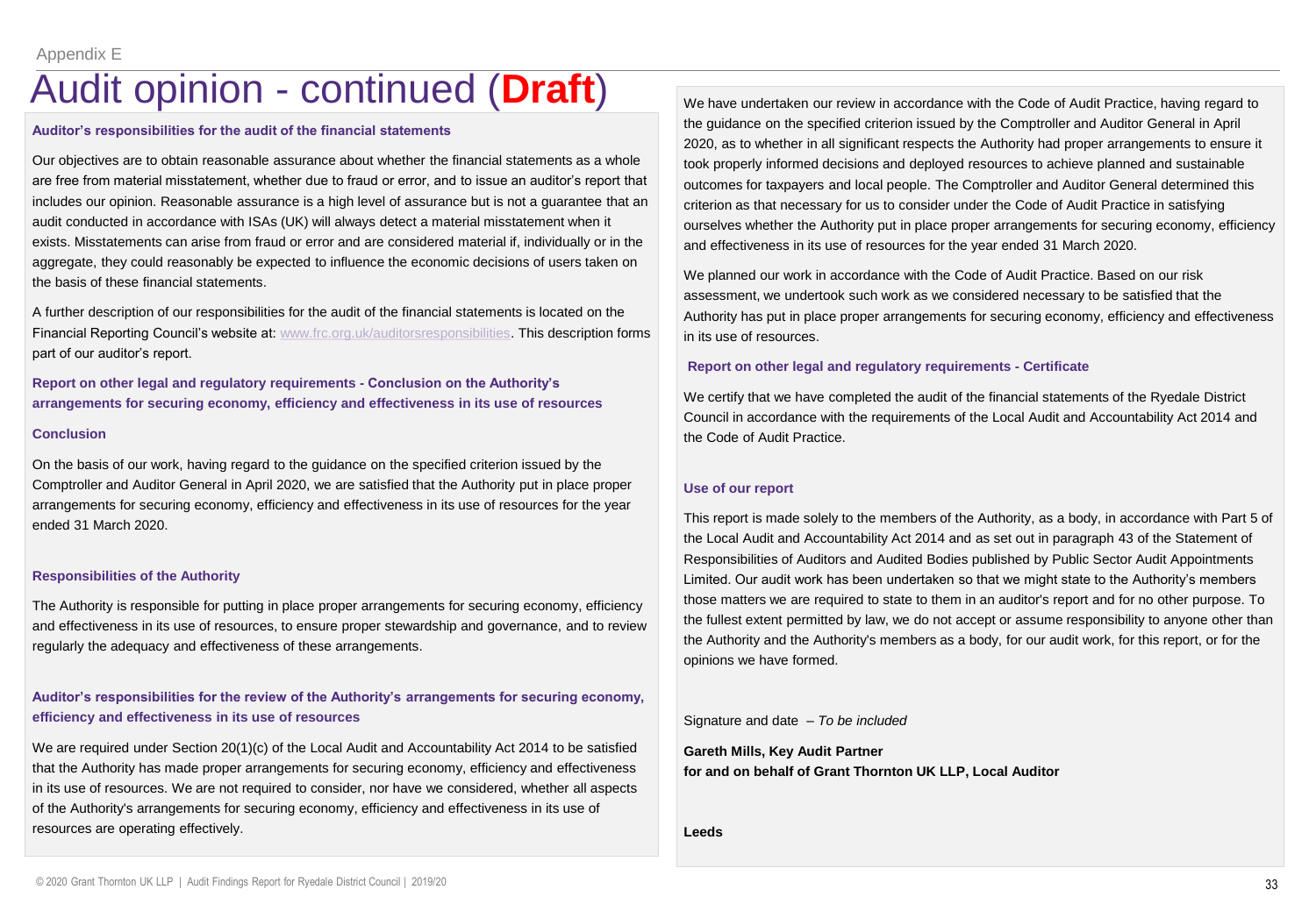Appendix E

# Audit opinion - continued (**Draft**)

### Auditor's responsibilities for the audit of the financial statements

Our objectives are to obtain reasonable assurance about whether the financial statements as a whole are free from material misstatement, whether due to fraud or error, and to issue an auditor's report that includes our opinion. Reasonable assurance is a high level of assurance but is not a guarantee that an audit conducted in accordance with ISAs (UK) will always detect a material misstatement when it exists. Misstatements can arise from fraud or error and are considered material if, individually or in the aggregate, they could reasonably be expected to influence the economic decisions of users taken on the basis of these financial statements.

A further description of our responsibilities for the audit of the financial statements is located on the Financial Reporting Council's website at: www.frc.org.uk/auditorsresponsibilities. This description forms part of our auditor's report.

### Report on other legal and regulatory requirements - Conclusion on the Authority's arrangements for securing economy, efficiency and effectiveness in its use of resources

### Conclusion

On the basis of our work, having regard to the guidance on the specified criterion issued by the Comptroller and Auditor General in April 2020, we are satisfied that the Authority put in place proper arrangements for securing economy, efficiency and effectiveness in its use of resources for the year ended 31 March 2020.

### Responsibilities of the Authority

The Authority is responsible for putting in place proper arrangements for securing economy, efficiency and effectiveness in its use of resources, to ensure proper stewardship and governance, and to review regularly the adequacy and effectiveness of these arrangements.

### Auditor's responsibilities for the review of the Authority's arrangements for securing economy, efficiency and effectiveness in its use of resources

We are required under Section 20(1)(c) of the Local Audit and Accountability Act 2014 to be satisfied that the Authority has made proper arrangements for securing economy, efficiency and effectiveness in its use of resources. We are not required to consider, nor have we considered, whether all aspects of the Authority's arrangements for securing economy, efficiency and effectiveness in its use of resources are operating effectively.

We have undertaken our review in accordance with the Code of Audit Practice, having regard to the guidance on the specified criterion issued by the Comptroller and Auditor General in April 2020, as to whether in all significant respects the Authority had proper arrangements to ensure it took properly informed decisions and deployed resources to achieve planned and sustainable outcomes for taxpayers and local people. The Comptroller and Auditor General determined this criterion as that necessary for us to consider under the Code of Audit Practice in satisfying ourselves whether the Authority put in place proper arrangements for securing economy, efficiency and effectiveness in its use of resources for the year ended 31 March 2020.

We planned our work in accordance with the Code of Audit Practice. Based on our risk assessment, we undertook such work as we considered necessary to be satisfied that the Authority has put in place proper arrangements for securing economy, efficiency and effectiveness in its use of resources.

### Report on other legal and regulatory requirements - Certificate

We certify that we have completed the audit of the financial statements of the Ryedale District Council in accordance with the requirements of the Local Audit and Accountability Act 2014 and the Code of Audit Practice.

### Use of our report

This report is made solely to the members of the Authority, as a body, in accordance with Part 5 of the Local Audit and Accountability Act 2014 and as set out in paragraph 43 of the Statement of Responsibilities of Auditors and Audited Bodies published by Public Sector Audit Appointments Limited. Our audit work has been undertaken so that we might state to the Authority's members those matters we are required to state to them in an auditor's report and for no other purpose. To the fullest extent permitted by law, we do not accept or assume responsibility to anyone other than the Authority and the Authority's members as a body, for our audit work, for this report, or for the opinions we have formed.

Signature and date – *To be included*

**Gareth Mills, Key Audit Partner**
**for and on behalf of Grant Thornton UK LLP, Local Auditor**

**Leeds**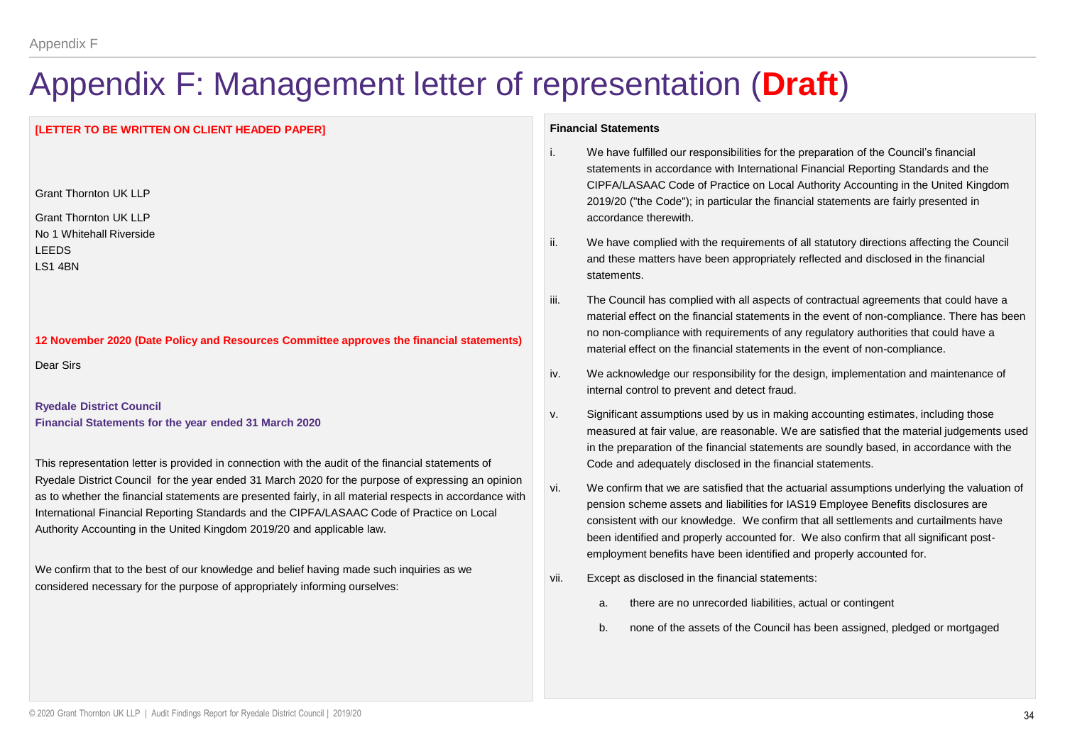# Appendix F: Management letter of representation (**Draft**)

**[LETTER TO BE WRITTEN ON CLIENT HEADED PAPER]**

Grant Thornton UK LLP

Grant Thornton UK LLP
No 1 Whitehall Riverside
LEEDS
LS1 4BN

**12 November 2020 (Date Policy and Resources Committee approves the financial statements)**

Dear Sirs

**Ryedale District Council**
**Financial Statements for the year ended 31 March 2020**

This representation letter is provided in connection with the audit of the financial statements of Ryedale District Council for the year ended 31 March 2020 for the purpose of expressing an opinion as to whether the financial statements are presented fairly, in all material respects in accordance with International Financial Reporting Standards and the CIPFA/LASAAC Code of Practice on Local Authority Accounting in the United Kingdom 2019/20 and applicable law.

We confirm that to the best of our knowledge and belief having made such inquiries as we considered necessary for the purpose of appropriately informing ourselves:

**Financial Statements**

i. We have fulfilled our responsibilities for the preparation of the Council's financial statements in accordance with International Financial Reporting Standards and the CIPFA/LASAAC Code of Practice on Local Authority Accounting in the United Kingdom 2019/20 ("the Code"); in particular the financial statements are fairly presented in accordance therewith.

ii. We have complied with the requirements of all statutory directions affecting the Council and these matters have been appropriately reflected and disclosed in the financial statements.

iii. The Council has complied with all aspects of contractual agreements that could have a material effect on the financial statements in the event of non-compliance. There has been no non-compliance with requirements of any regulatory authorities that could have a material effect on the financial statements in the event of non-compliance.

iv. We acknowledge our responsibility for the design, implementation and maintenance of internal control to prevent and detect fraud.

v. Significant assumptions used by us in making accounting estimates, including those measured at fair value, are reasonable. We are satisfied that the material judgements used in the preparation of the financial statements are soundly based, in accordance with the Code and adequately disclosed in the financial statements.

vi. We confirm that we are satisfied that the actuarial assumptions underlying the valuation of pension scheme assets and liabilities for IAS19 Employee Benefits disclosures are consistent with our knowledge. We confirm that all settlements and curtailments have been identified and properly accounted for. We also confirm that all significant post-employment benefits have been identified and properly accounted for.

vii. Except as disclosed in the financial statements:

   a. there are no unrecorded liabilities, actual or contingent

   b. none of the assets of the Council has been assigned, pledged or mortgaged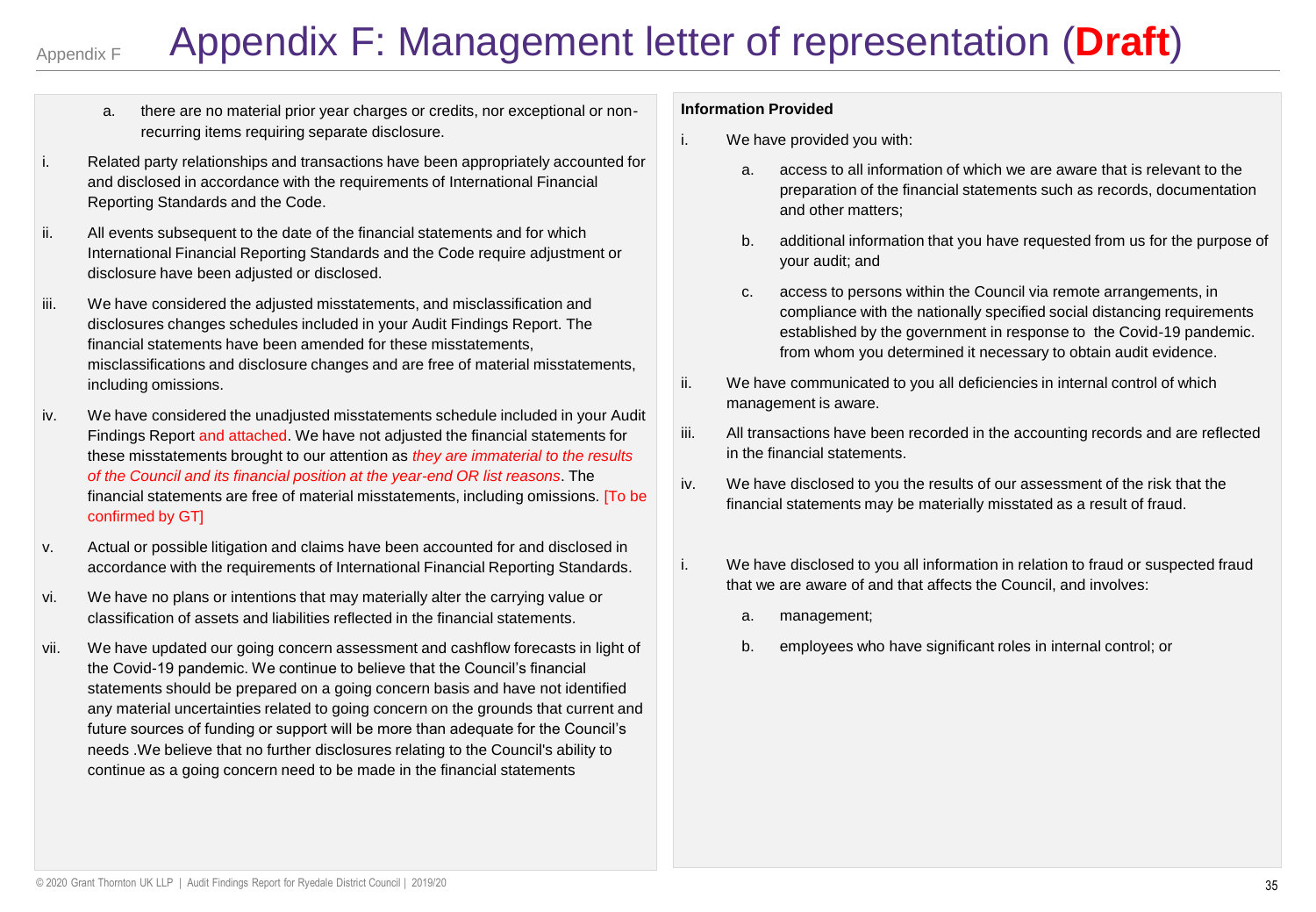# Appendix F: Management letter of representation (**Draft**)

a. there are no material prior year charges or credits, nor exceptional or non-recurring items requiring separate disclosure.

i. Related party relationships and transactions have been appropriately accounted for and disclosed in accordance with the requirements of International Financial Reporting Standards and the Code.

ii. All events subsequent to the date of the financial statements and for which International Financial Reporting Standards and the Code require adjustment or disclosure have been adjusted or disclosed.

iii. We have considered the adjusted misstatements, and misclassification and disclosures changes schedules included in your Audit Findings Report. The financial statements have been amended for these misstatements, misclassifications and disclosure changes and are free of material misstatements, including omissions.

iv. We have considered the unadjusted misstatements schedule included in your Audit Findings Report and attached. We have not adjusted the financial statements for these misstatements brought to our attention as *they are immaterial to the results of the Council and its financial position at the year-end OR list reasons*. The financial statements are free of material misstatements, including omissions. [To be confirmed by GT]

v. Actual or possible litigation and claims have been accounted for and disclosed in accordance with the requirements of International Financial Reporting Standards.

vi. We have no plans or intentions that may materially alter the carrying value or classification of assets and liabilities reflected in the financial statements.

vii. We have updated our going concern assessment and cashflow forecasts in light of the Covid-19 pandemic. We continue to believe that the Council's financial statements should be prepared on a going concern basis and have not identified any material uncertainties related to going concern on the grounds that current and future sources of funding or support will be more than adequate for the Council's needs .We believe that no further disclosures relating to the Council's ability to continue as a going concern need to be made in the financial statements

**Information Provided**

i. We have provided you with:

  a. access to all information of which we are aware that is relevant to the preparation of the financial statements such as records, documentation and other matters;

  b. additional information that you have requested from us for the purpose of your audit; and

  c. access to persons within the Council via remote arrangements, in compliance with the nationally specified social distancing requirements established by the government in response to the Covid-19 pandemic. from whom you determined it necessary to obtain audit evidence.

ii. We have communicated to you all deficiencies in internal control of which management is aware.

iii. All transactions have been recorded in the accounting records and are reflected in the financial statements.

iv. We have disclosed to you the results of our assessment of the risk that the financial statements may be materially misstated as a result of fraud.

i. We have disclosed to you all information in relation to fraud or suspected fraud that we are aware of and that affects the Council, and involves:

  a. management;

  b. employees who have significant roles in internal control; or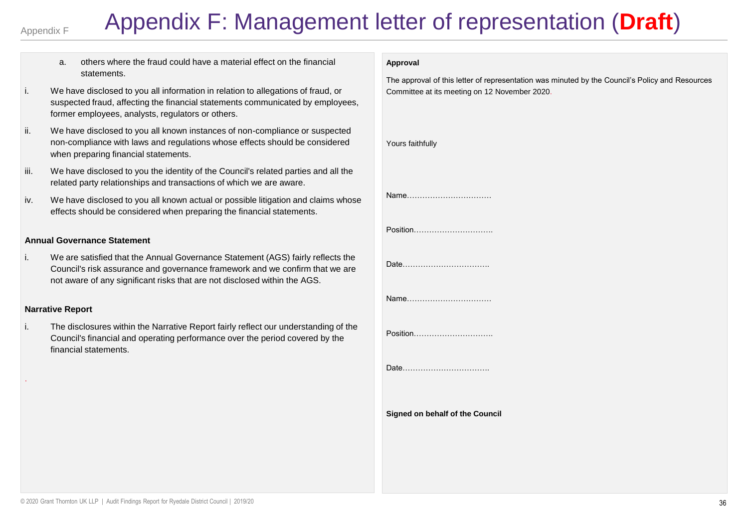# Appendix F: Management letter of representation (Draft)

a. others where the fraud could have a material effect on the financial statements.

i. We have disclosed to you all information in relation to allegations of fraud, or suspected fraud, affecting the financial statements communicated by employees, former employees, analysts, regulators or others.

ii. We have disclosed to you all known instances of non-compliance or suspected non-compliance with laws and regulations whose effects should be considered when preparing financial statements.

iii. We have disclosed to you the identity of the Council's related parties and all the related party relationships and transactions of which we are aware.

iv. We have disclosed to you all known actual or possible litigation and claims whose effects should be considered when preparing the financial statements.

**Annual Governance Statement**

i. We are satisfied that the Annual Governance Statement (AGS) fairly reflects the Council's risk assurance and governance framework and we confirm that we are not aware of any significant risks that are not disclosed within the AGS.

**Narrative Report**

i. The disclosures within the Narrative Report fairly reflect our understanding of the Council's financial and operating performance over the period covered by the financial statements.

**Approval**

The approval of this letter of representation was minuted by the Council's Policy and Resources Committee at its meeting on 12 November 2020.

Yours faithfully

Name……………………………

Position…………………………..

Date…………………………….

Name……………………………

Position…………………………..

Date…………………………….

**Signed on behalf of the Council**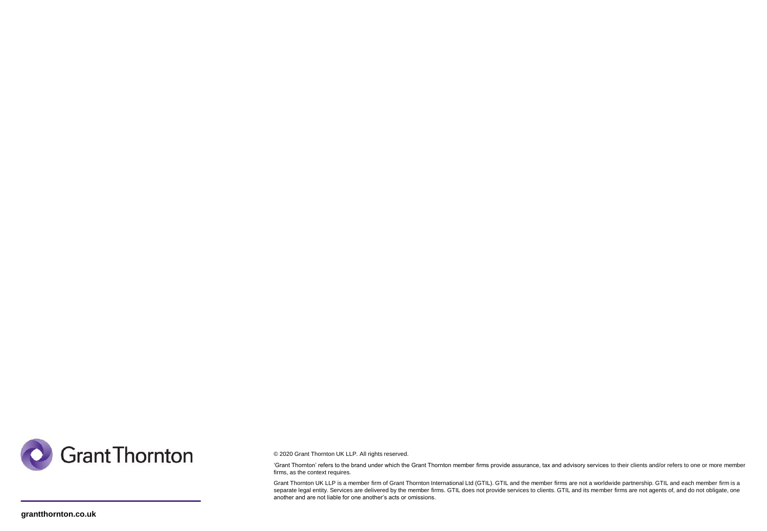Grant Thornton

© 2020 Grant Thornton UK LLP. All rights reserved.

'Grant Thornton' refers to the brand under which the Grant Thornton member firms provide assurance, tax and advisory services to their clients and/or refers to one or more member firms, as the context requires.

Grant Thornton UK LLP is a member firm of Grant Thornton International Ltd (GTIL). GTIL and the member firms are not a worldwide partnership. GTIL and each member firm is a separate legal entity. Services are delivered by the member firms. GTIL does not provide services to clients. GTIL and its member firms are not agents of, and do not obligate, one another and are not liable for one another's acts or omissions.

**grantthornton.co.uk**